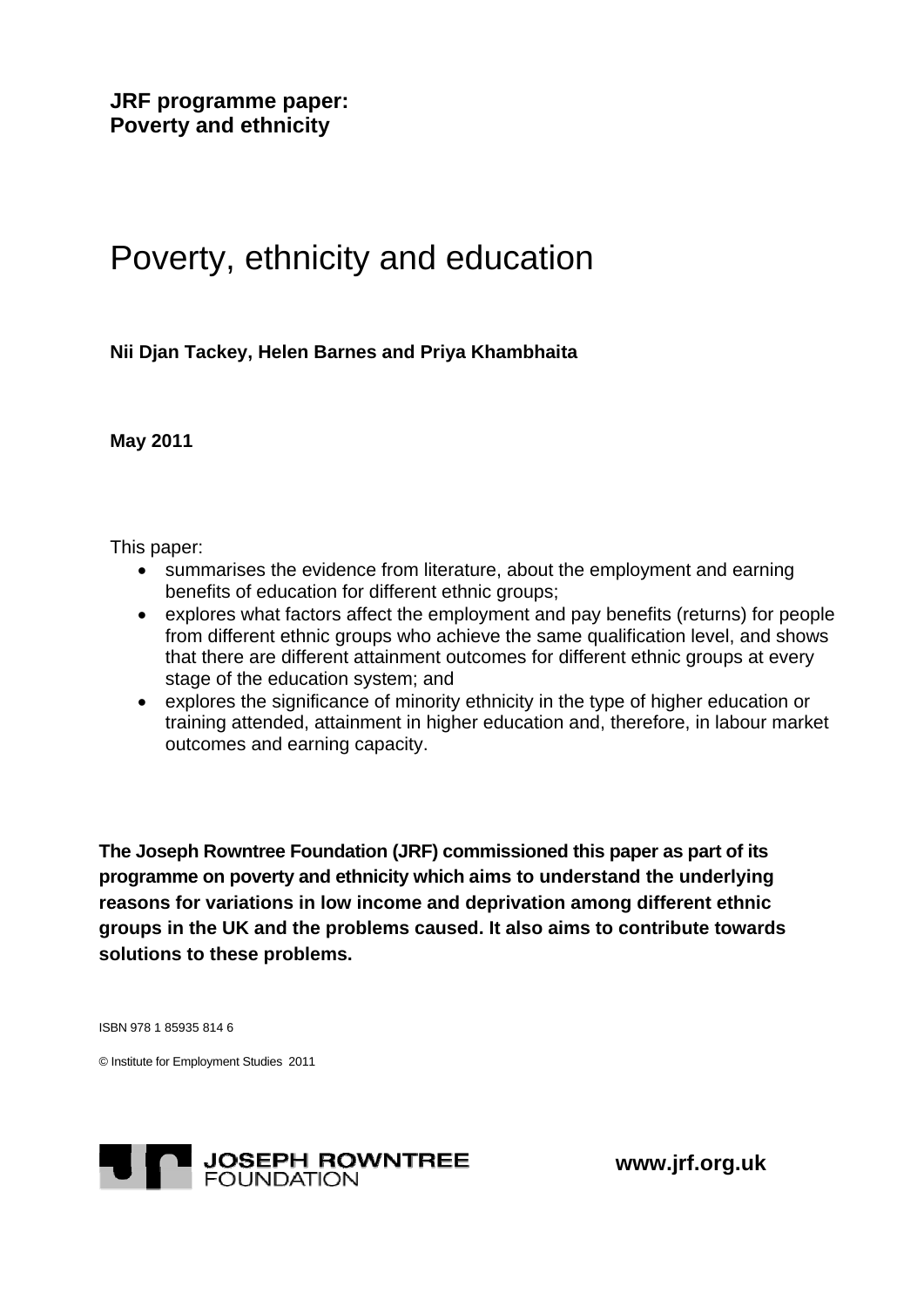**JRF programme paper:**
**Poverty and ethnicity**

# Poverty, ethnicity and education

**Nii Djan Tackey, Helen Barnes and Priya Khambhaita**

**May 2011**

This paper:

- summarises the evidence from literature, about the employment and earning benefits of education for different ethnic groups;
- explores what factors affect the employment and pay benefits (returns) for people from different ethnic groups who achieve the same qualification level, and shows that there are different attainment outcomes for different ethnic groups at every stage of the education system; and
- explores the significance of minority ethnicity in the type of higher education or training attended, attainment in higher education and, therefore, in labour market outcomes and earning capacity.

**The Joseph Rowntree Foundation (JRF) commissioned this paper as part of its programme on poverty and ethnicity which aims to understand the underlying reasons for variations in low income and deprivation among different ethnic groups in the UK and the problems caused. It also aims to contribute towards solutions to these problems.**

ISBN 978 1 85935 814 6

© Institute for Employment Studies 2011

JOSEPH ROWNTREE FOUNDATION

**www.jrf.org.uk**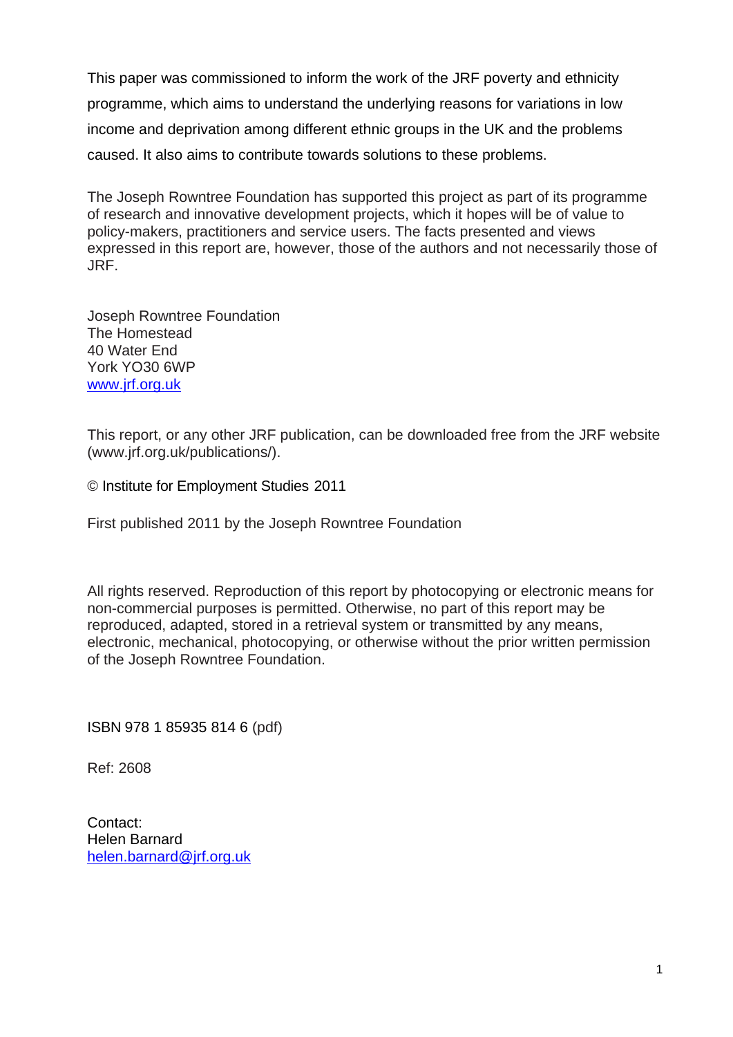This paper was commissioned to inform the work of the JRF poverty and ethnicity programme, which aims to understand the underlying reasons for variations in low income and deprivation among different ethnic groups in the UK and the problems caused. It also aims to contribute towards solutions to these problems.

The Joseph Rowntree Foundation has supported this project as part of its programme of research and innovative development projects, which it hopes will be of value to policy-makers, practitioners and service users. The facts presented and views expressed in this report are, however, those of the authors and not necessarily those of JRF.

Joseph Rowntree Foundation  
The Homestead  
40 Water End  
York YO30 6WP  
www.jrf.org.uk

This report, or any other JRF publication, can be downloaded free from the JRF website (www.jrf.org.uk/publications/).

© Institute for Employment Studies 2011

First published 2011 by the Joseph Rowntree Foundation

All rights reserved. Reproduction of this report by photocopying or electronic means for non-commercial purposes is permitted. Otherwise, no part of this report may be reproduced, adapted, stored in a retrieval system or transmitted by any means, electronic, mechanical, photocopying, or otherwise without the prior written permission of the Joseph Rowntree Foundation.

ISBN 978 1 85935 814 6 (pdf)

Ref: 2608

Contact:  
Helen Barnard  
helen.barnard@jrf.org.uk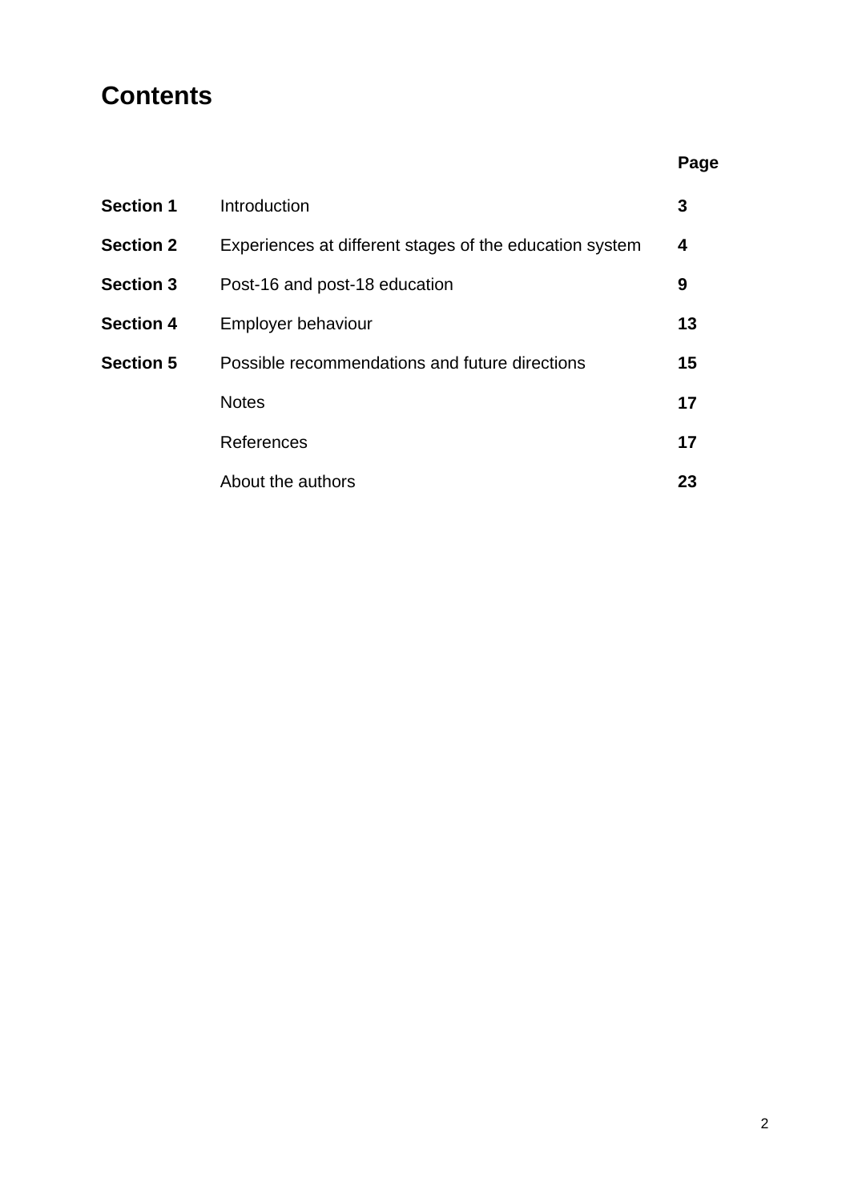# Contents

| | | Page |
|---|---|---|
| **Section 1** | Introduction | **3** |
| **Section 2** | Experiences at different stages of the education system | **4** |
| **Section 3** | Post-16 and post-18 education | **9** |
| **Section 4** | Employer behaviour | **13** |
| **Section 5** | Possible recommendations and future directions | **15** |
| | Notes | **17** |
| | References | **17** |
| | About the authors | **23** |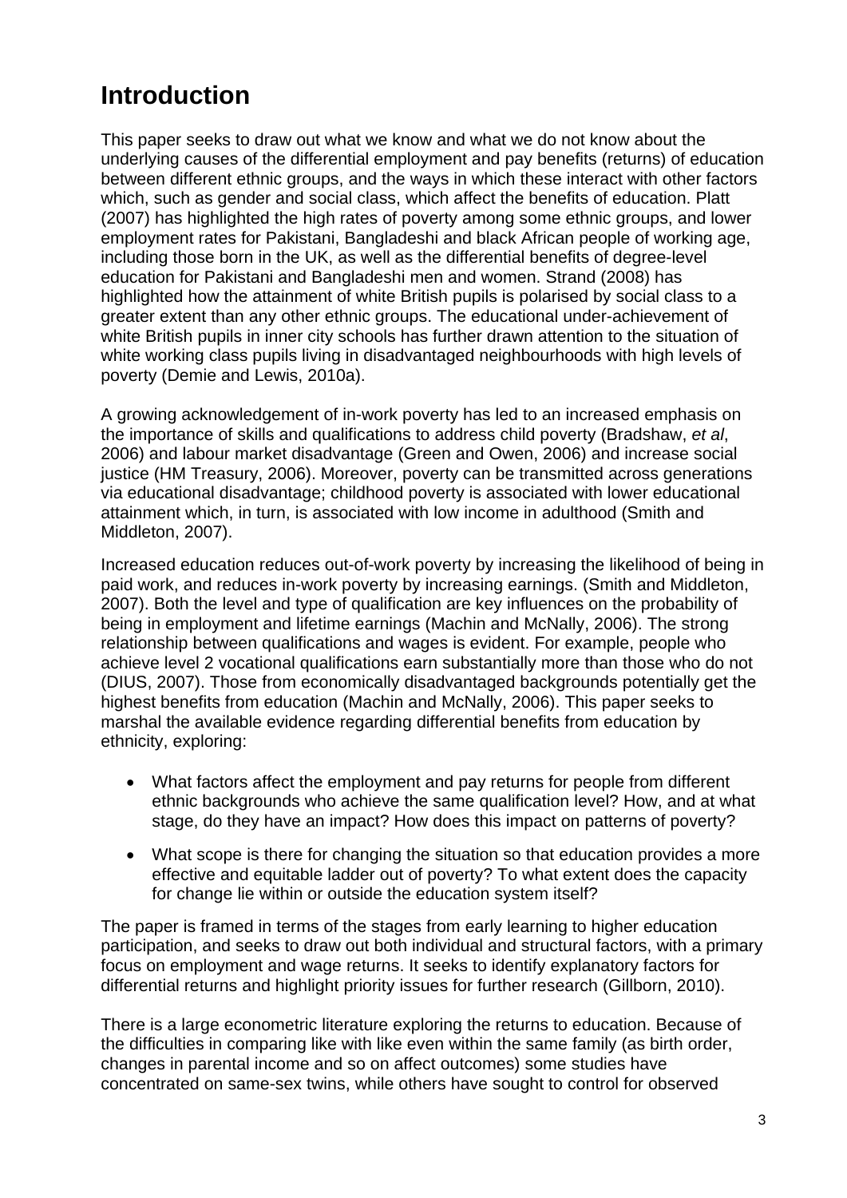# Introduction

This paper seeks to draw out what we know and what we do not know about the underlying causes of the differential employment and pay benefits (returns) of education between different ethnic groups, and the ways in which these interact with other factors which, such as gender and social class, which affect the benefits of education. Platt (2007) has highlighted the high rates of poverty among some ethnic groups, and lower employment rates for Pakistani, Bangladeshi and black African people of working age, including those born in the UK, as well as the differential benefits of degree-level education for Pakistani and Bangladeshi men and women. Strand (2008) has highlighted how the attainment of white British pupils is polarised by social class to a greater extent than any other ethnic groups. The educational under-achievement of white British pupils in inner city schools has further drawn attention to the situation of white working class pupils living in disadvantaged neighbourhoods with high levels of poverty (Demie and Lewis, 2010a).

A growing acknowledgement of in-work poverty has led to an increased emphasis on the importance of skills and qualifications to address child poverty (Bradshaw, *et al*, 2006) and labour market disadvantage (Green and Owen, 2006) and increase social justice (HM Treasury, 2006). Moreover, poverty can be transmitted across generations via educational disadvantage; childhood poverty is associated with lower educational attainment which, in turn, is associated with low income in adulthood (Smith and Middleton, 2007).

Increased education reduces out-of-work poverty by increasing the likelihood of being in paid work, and reduces in-work poverty by increasing earnings. (Smith and Middleton, 2007). Both the level and type of qualification are key influences on the probability of being in employment and lifetime earnings (Machin and McNally, 2006). The strong relationship between qualifications and wages is evident. For example, people who achieve level 2 vocational qualifications earn substantially more than those who do not (DIUS, 2007). Those from economically disadvantaged backgrounds potentially get the highest benefits from education (Machin and McNally, 2006). This paper seeks to marshal the available evidence regarding differential benefits from education by ethnicity, exploring:

- What factors affect the employment and pay returns for people from different ethnic backgrounds who achieve the same qualification level? How, and at what stage, do they have an impact? How does this impact on patterns of poverty?
- What scope is there for changing the situation so that education provides a more effective and equitable ladder out of poverty? To what extent does the capacity for change lie within or outside the education system itself?

The paper is framed in terms of the stages from early learning to higher education participation, and seeks to draw out both individual and structural factors, with a primary focus on employment and wage returns. It seeks to identify explanatory factors for differential returns and highlight priority issues for further research (Gillborn, 2010).

There is a large econometric literature exploring the returns to education. Because of the difficulties in comparing like with like even within the same family (as birth order, changes in parental income and so on affect outcomes) some studies have concentrated on same-sex twins, while others have sought to control for observed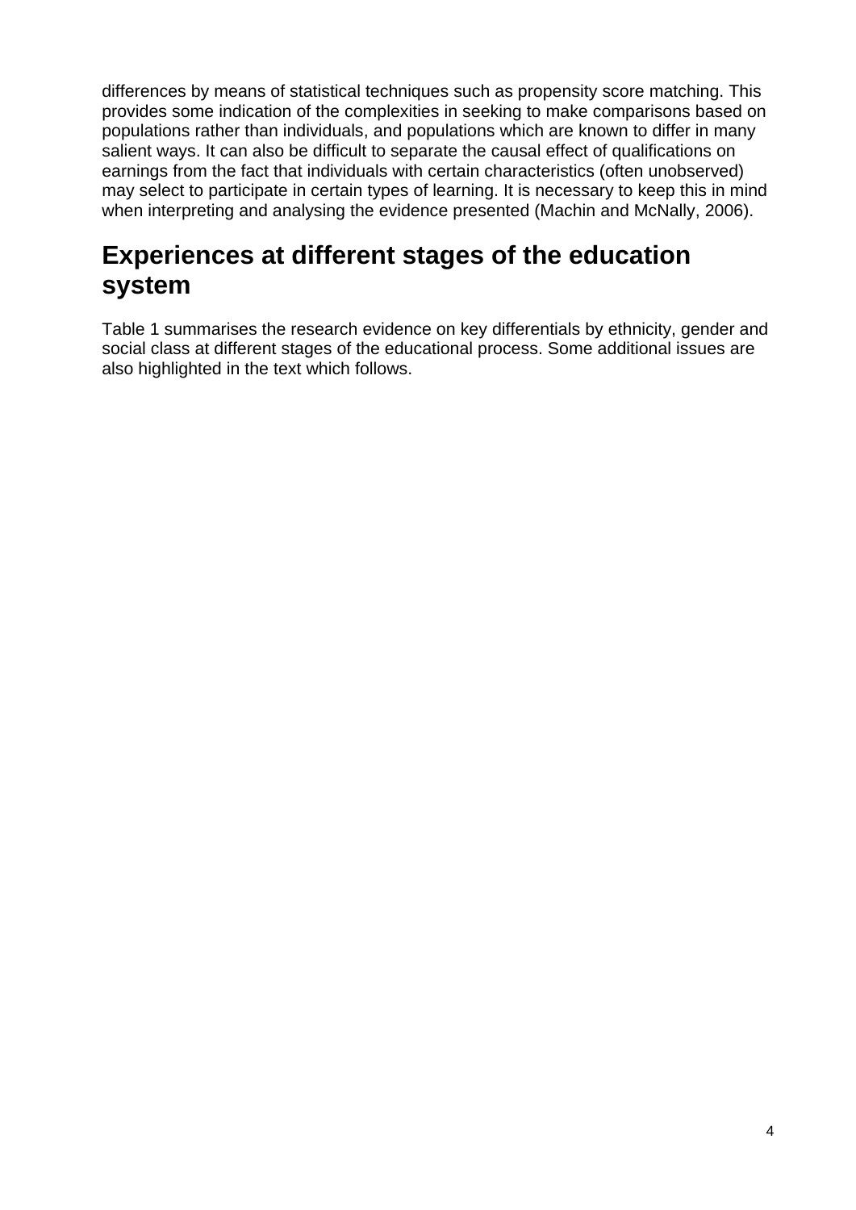differences by means of statistical techniques such as propensity score matching. This provides some indication of the complexities in seeking to make comparisons based on populations rather than individuals, and populations which are known to differ in many salient ways. It can also be difficult to separate the causal effect of qualifications on earnings from the fact that individuals with certain characteristics (often unobserved) may select to participate in certain types of learning. It is necessary to keep this in mind when interpreting and analysing the evidence presented (Machin and McNally, 2006).

## Experiences at different stages of the education system

Table 1 summarises the research evidence on key differentials by ethnicity, gender and social class at different stages of the educational process. Some additional issues are also highlighted in the text which follows.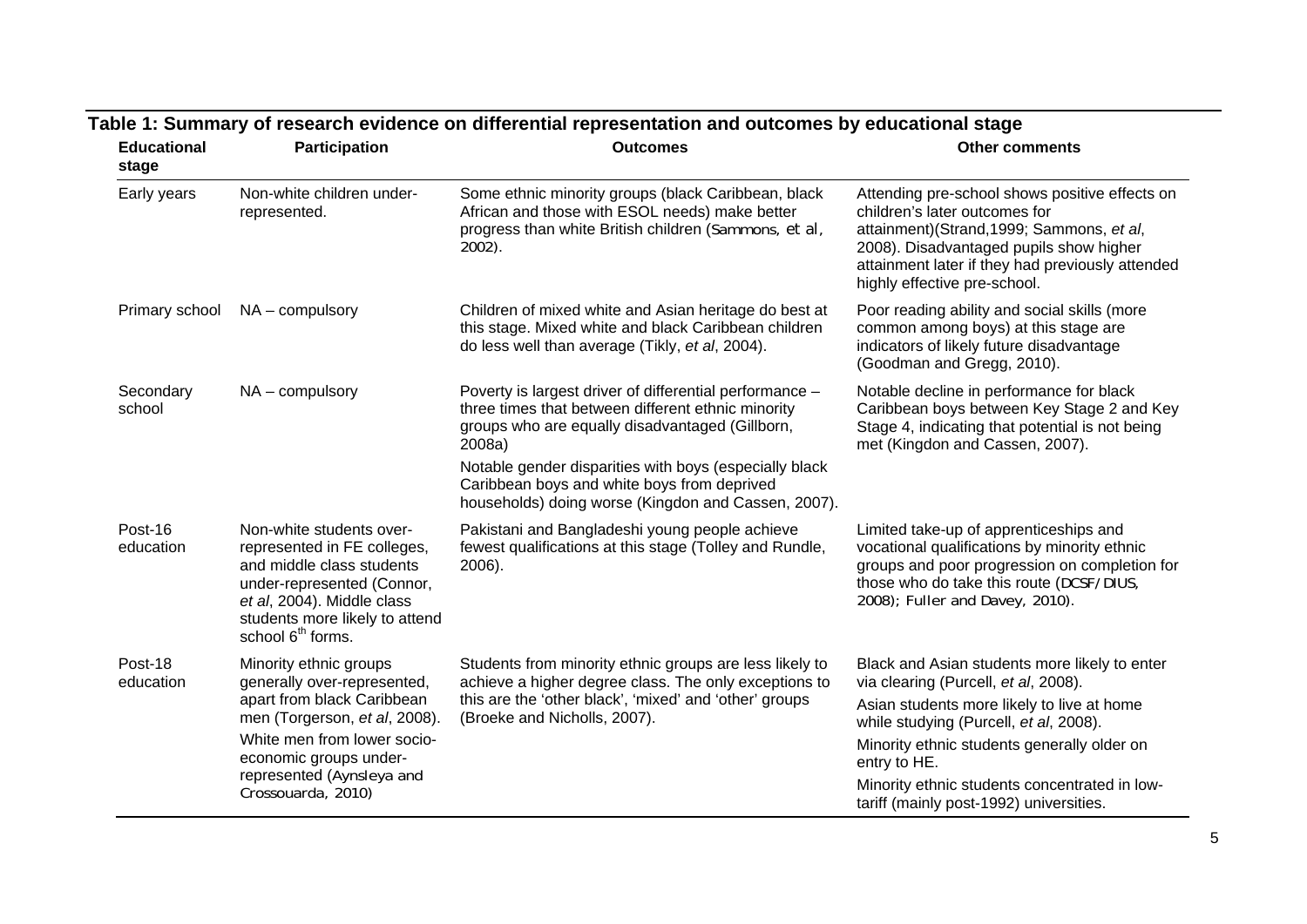**Table 1: Summary of research evidence on differential representation and outcomes by educational stage**

| Educational stage | Participation | Outcomes | Other comments |
|---|---|---|---|
| Early years | Non-white children under-represented. | Some ethnic minority groups (black Caribbean, black African and those with ESOL needs) make better progress than white British children (Sammons, et al, 2002). | Attending pre-school shows positive effects on children's later outcomes for attainment)(Strand,1999; Sammons, *et al*, 2008). Disadvantaged pupils show higher attainment later if they had previously attended highly effective pre-school. |
| Primary school | NA – compulsory | Children of mixed white and Asian heritage do best at this stage. Mixed white and black Caribbean children do less well than average (Tikly, *et al*, 2004). | Poor reading ability and social skills (more common among boys) at this stage are indicators of likely future disadvantage (Goodman and Gregg, 2010). |
| Secondary school | NA – compulsory | Poverty is largest driver of differential performance – three times that between different ethnic minority groups who are equally disadvantaged (Gillborn, 2008a)<br><br>Notable gender disparities with boys (especially black Caribbean boys and white boys from deprived households) doing worse (Kingdon and Cassen, 2007). | Notable decline in performance for black Caribbean boys between Key Stage 2 and Key Stage 4, indicating that potential is not being met (Kingdon and Cassen, 2007). |
| Post-16 education | Non-white students over-represented in FE colleges, and middle class students under-represented (Connor, *et al*, 2004). Middle class students more likely to attend school 6th forms. | Pakistani and Bangladeshi young people achieve fewest qualifications at this stage (Tolley and Rundle, 2006). | Limited take-up of apprenticeships and vocational qualifications by minority ethnic groups and poor progression on completion for those who do take this route (DCSF/DIUS, 2008); Fuller and Davey, 2010). |
| Post-18 education | Minority ethnic groups generally over-represented, apart from black Caribbean men (Torgerson, *et al*, 2008).<br><br>White men from lower socio-economic groups under-represented (Aynsleya and Crossouarda, 2010) | Students from minority ethnic groups are less likely to achieve a higher degree class. The only exceptions to this are the 'other black', 'mixed' and 'other' groups (Broeke and Nicholls, 2007). | Black and Asian students more likely to enter via clearing (Purcell, *et al*, 2008).<br><br>Asian students more likely to live at home while studying (Purcell, *et al*, 2008).<br><br>Minority ethnic students generally older on entry to HE.<br><br>Minority ethnic students concentrated in low-tariff (mainly post-1992) universities. |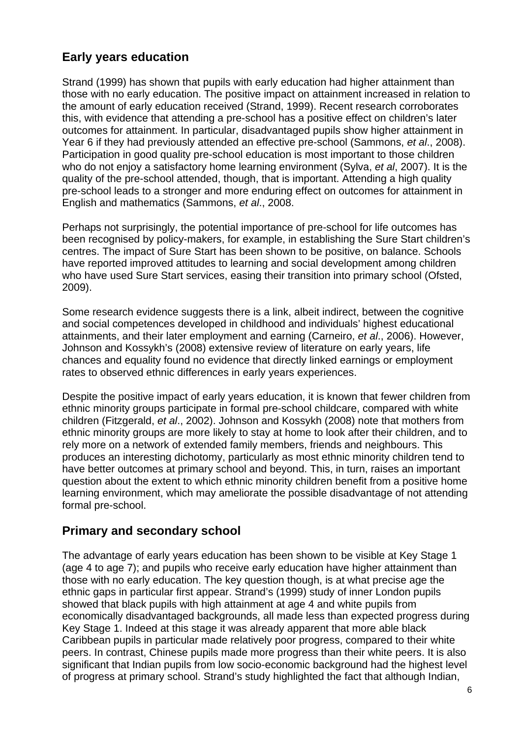## Early years education

Strand (1999) has shown that pupils with early education had higher attainment than those with no early education. The positive impact on attainment increased in relation to the amount of early education received (Strand, 1999). Recent research corroborates this, with evidence that attending a pre-school has a positive effect on children's later outcomes for attainment. In particular, disadvantaged pupils show higher attainment in Year 6 if they had previously attended an effective pre-school (Sammons, *et al*., 2008). Participation in good quality pre-school education is most important to those children who do not enjoy a satisfactory home learning environment (Sylva, *et al*, 2007). It is the quality of the pre-school attended, though, that is important. Attending a high quality pre-school leads to a stronger and more enduring effect on outcomes for attainment in English and mathematics (Sammons, *et al*., 2008.

Perhaps not surprisingly, the potential importance of pre-school for life outcomes has been recognised by policy-makers, for example, in establishing the Sure Start children's centres. The impact of Sure Start has been shown to be positive, on balance. Schools have reported improved attitudes to learning and social development among children who have used Sure Start services, easing their transition into primary school (Ofsted, 2009).

Some research evidence suggests there is a link, albeit indirect, between the cognitive and social competences developed in childhood and individuals' highest educational attainments, and their later employment and earning (Carneiro, *et al*., 2006). However, Johnson and Kossykh's (2008) extensive review of literature on early years, life chances and equality found no evidence that directly linked earnings or employment rates to observed ethnic differences in early years experiences.

Despite the positive impact of early years education, it is known that fewer children from ethnic minority groups participate in formal pre-school childcare, compared with white children (Fitzgerald, *et al*., 2002). Johnson and Kossykh (2008) note that mothers from ethnic minority groups are more likely to stay at home to look after their children, and to rely more on a network of extended family members, friends and neighbours. This produces an interesting dichotomy, particularly as most ethnic minority children tend to have better outcomes at primary school and beyond. This, in turn, raises an important question about the extent to which ethnic minority children benefit from a positive home learning environment, which may ameliorate the possible disadvantage of not attending formal pre-school.

## Primary and secondary school

The advantage of early years education has been shown to be visible at Key Stage 1 (age 4 to age 7); and pupils who receive early education have higher attainment than those with no early education. The key question though, is at what precise age the ethnic gaps in particular first appear. Strand's (1999) study of inner London pupils showed that black pupils with high attainment at age 4 and white pupils from economically disadvantaged backgrounds, all made less than expected progress during Key Stage 1. Indeed at this stage it was already apparent that more able black Caribbean pupils in particular made relatively poor progress, compared to their white peers. In contrast, Chinese pupils made more progress than their white peers. It is also significant that Indian pupils from low socio-economic background had the highest level of progress at primary school. Strand's study highlighted the fact that although Indian,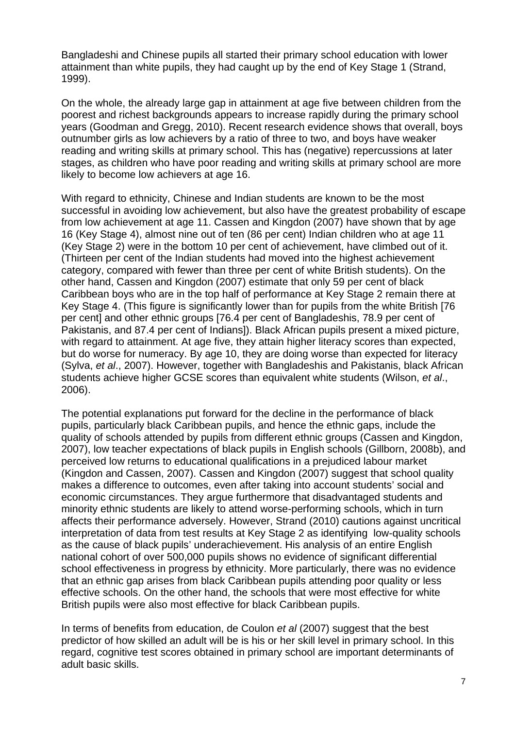Bangladeshi and Chinese pupils all started their primary school education with lower attainment than white pupils, they had caught up by the end of Key Stage 1 (Strand, 1999).

On the whole, the already large gap in attainment at age five between children from the poorest and richest backgrounds appears to increase rapidly during the primary school years (Goodman and Gregg, 2010). Recent research evidence shows that overall, boys outnumber girls as low achievers by a ratio of three to two, and boys have weaker reading and writing skills at primary school. This has (negative) repercussions at later stages, as children who have poor reading and writing skills at primary school are more likely to become low achievers at age 16.

With regard to ethnicity, Chinese and Indian students are known to be the most successful in avoiding low achievement, but also have the greatest probability of escape from low achievement at age 11. Cassen and Kingdon (2007) have shown that by age 16 (Key Stage 4), almost nine out of ten (86 per cent) Indian children who at age 11 (Key Stage 2) were in the bottom 10 per cent of achievement, have climbed out of it. (Thirteen per cent of the Indian students had moved into the highest achievement category, compared with fewer than three per cent of white British students). On the other hand, Cassen and Kingdon (2007) estimate that only 59 per cent of black Caribbean boys who are in the top half of performance at Key Stage 2 remain there at Key Stage 4. (This figure is significantly lower than for pupils from the white British [76 per cent] and other ethnic groups [76.4 per cent of Bangladeshis, 78.9 per cent of Pakistanis, and 87.4 per cent of Indians]). Black African pupils present a mixed picture, with regard to attainment. At age five, they attain higher literacy scores than expected, but do worse for numeracy. By age 10, they are doing worse than expected for literacy (Sylva, *et al*., 2007). However, together with Bangladeshis and Pakistanis, black African students achieve higher GCSE scores than equivalent white students (Wilson, *et al*., 2006).

The potential explanations put forward for the decline in the performance of black pupils, particularly black Caribbean pupils, and hence the ethnic gaps, include the quality of schools attended by pupils from different ethnic groups (Cassen and Kingdon, 2007), low teacher expectations of black pupils in English schools (Gillborn, 2008b), and perceived low returns to educational qualifications in a prejudiced labour market (Kingdon and Cassen, 2007). Cassen and Kingdon (2007) suggest that school quality makes a difference to outcomes, even after taking into account students' social and economic circumstances. They argue furthermore that disadvantaged students and minority ethnic students are likely to attend worse-performing schools, which in turn affects their performance adversely. However, Strand (2010) cautions against uncritical interpretation of data from test results at Key Stage 2 as identifying low-quality schools as the cause of black pupils' underachievement. His analysis of an entire English national cohort of over 500,000 pupils shows no evidence of significant differential school effectiveness in progress by ethnicity. More particularly, there was no evidence that an ethnic gap arises from black Caribbean pupils attending poor quality or less effective schools. On the other hand, the schools that were most effective for white British pupils were also most effective for black Caribbean pupils.

In terms of benefits from education, de Coulon *et al* (2007) suggest that the best predictor of how skilled an adult will be is his or her skill level in primary school. In this regard, cognitive test scores obtained in primary school are important determinants of adult basic skills.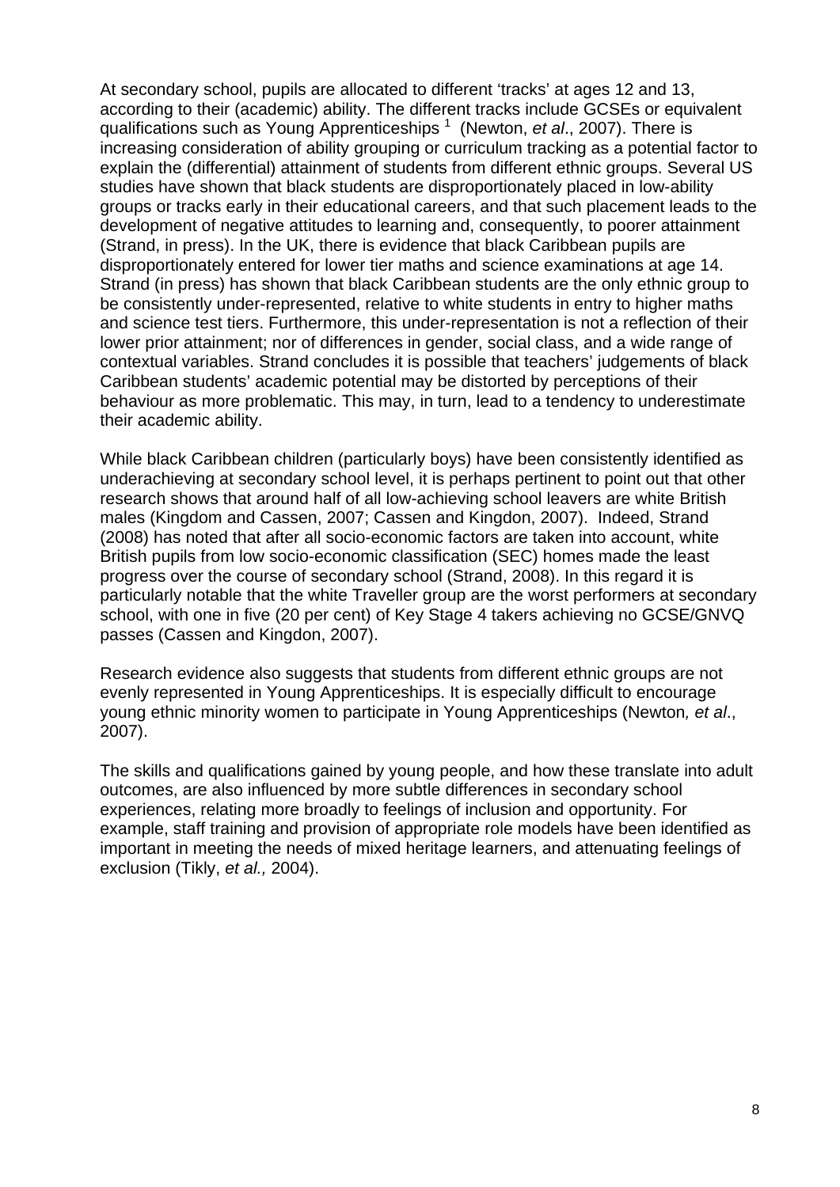At secondary school, pupils are allocated to different 'tracks' at ages 12 and 13, according to their (academic) ability. The different tracks include GCSEs or equivalent qualifications such as Young Apprenticeships [1] (Newton, *et al*., 2007). There is increasing consideration of ability grouping or curriculum tracking as a potential factor to explain the (differential) attainment of students from different ethnic groups. Several US studies have shown that black students are disproportionately placed in low-ability groups or tracks early in their educational careers, and that such placement leads to the development of negative attitudes to learning and, consequently, to poorer attainment (Strand, in press). In the UK, there is evidence that black Caribbean pupils are disproportionately entered for lower tier maths and science examinations at age 14. Strand (in press) has shown that black Caribbean students are the only ethnic group to be consistently under-represented, relative to white students in entry to higher maths and science test tiers. Furthermore, this under-representation is not a reflection of their lower prior attainment; nor of differences in gender, social class, and a wide range of contextual variables. Strand concludes it is possible that teachers' judgements of black Caribbean students' academic potential may be distorted by perceptions of their behaviour as more problematic. This may, in turn, lead to a tendency to underestimate their academic ability.

While black Caribbean children (particularly boys) have been consistently identified as underachieving at secondary school level, it is perhaps pertinent to point out that other research shows that around half of all low-achieving school leavers are white British males (Kingdom and Cassen, 2007; Cassen and Kingdon, 2007). Indeed, Strand (2008) has noted that after all socio-economic factors are taken into account, white British pupils from low socio-economic classification (SEC) homes made the least progress over the course of secondary school (Strand, 2008). In this regard it is particularly notable that the white Traveller group are the worst performers at secondary school, with one in five (20 per cent) of Key Stage 4 takers achieving no GCSE/GNVQ passes (Cassen and Kingdon, 2007).

Research evidence also suggests that students from different ethnic groups are not evenly represented in Young Apprenticeships. It is especially difficult to encourage young ethnic minority women to participate in Young Apprenticeships (Newton*, et al*., 2007).

The skills and qualifications gained by young people, and how these translate into adult outcomes, are also influenced by more subtle differences in secondary school experiences, relating more broadly to feelings of inclusion and opportunity. For example, staff training and provision of appropriate role models have been identified as important in meeting the needs of mixed heritage learners, and attenuating feelings of exclusion (Tikly, *et al.,* 2004).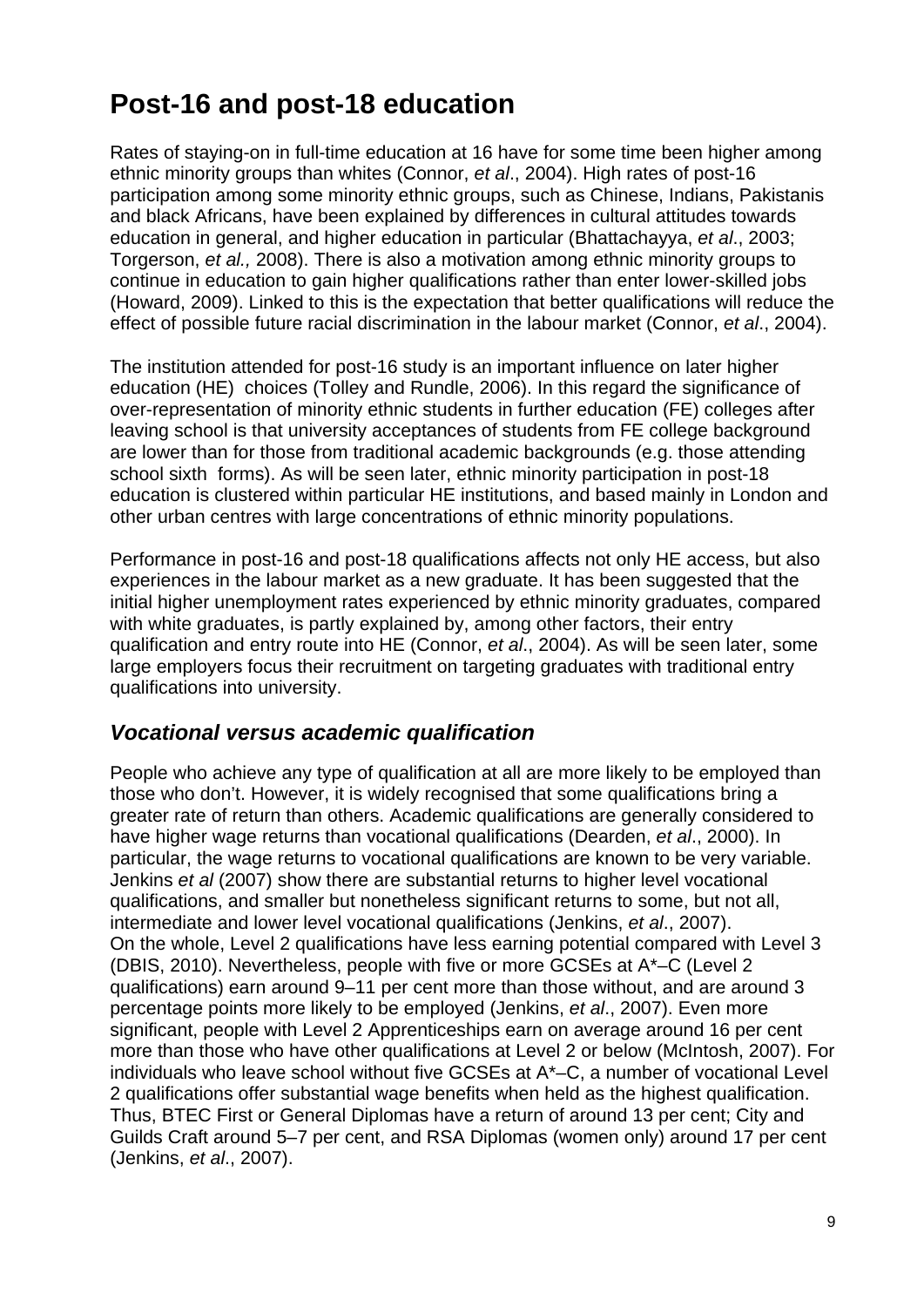# Post-16 and post-18 education

Rates of staying-on in full-time education at 16 have for some time been higher among ethnic minority groups than whites (Connor, *et al*., 2004). High rates of post-16 participation among some minority ethnic groups, such as Chinese, Indians, Pakistanis and black Africans, have been explained by differences in cultural attitudes towards education in general, and higher education in particular (Bhattachayya, *et al*., 2003; Torgerson, *et al.,* 2008). There is also a motivation among ethnic minority groups to continue in education to gain higher qualifications rather than enter lower-skilled jobs (Howard, 2009). Linked to this is the expectation that better qualifications will reduce the effect of possible future racial discrimination in the labour market (Connor, *et al*., 2004).

The institution attended for post-16 study is an important influence on later higher education (HE) choices (Tolley and Rundle, 2006). In this regard the significance of over-representation of minority ethnic students in further education (FE) colleges after leaving school is that university acceptances of students from FE college background are lower than for those from traditional academic backgrounds (e.g. those attending school sixth forms). As will be seen later, ethnic minority participation in post-18 education is clustered within particular HE institutions, and based mainly in London and other urban centres with large concentrations of ethnic minority populations.

Performance in post-16 and post-18 qualifications affects not only HE access, but also experiences in the labour market as a new graduate. It has been suggested that the initial higher unemployment rates experienced by ethnic minority graduates, compared with white graduates, is partly explained by, among other factors, their entry qualification and entry route into HE (Connor, *et al*., 2004). As will be seen later, some large employers focus their recruitment on targeting graduates with traditional entry qualifications into university.

## *Vocational versus academic qualification*

People who achieve any type of qualification at all are more likely to be employed than those who don't. However, it is widely recognised that some qualifications bring a greater rate of return than others. Academic qualifications are generally considered to have higher wage returns than vocational qualifications (Dearden, *et al*., 2000). In particular, the wage returns to vocational qualifications are known to be very variable. Jenkins *et al* (2007) show there are substantial returns to higher level vocational qualifications, and smaller but nonetheless significant returns to some, but not all, intermediate and lower level vocational qualifications (Jenkins, *et al*., 2007).
On the whole, Level 2 qualifications have less earning potential compared with Level 3 (DBIS, 2010). Nevertheless, people with five or more GCSEs at A*–C (Level 2 qualifications) earn around 9–11 per cent more than those without, and are around 3 percentage points more likely to be employed (Jenkins, *et al*., 2007). Even more significant, people with Level 2 Apprenticeships earn on average around 16 per cent more than those who have other qualifications at Level 2 or below (McIntosh, 2007). For individuals who leave school without five GCSEs at A*–C, a number of vocational Level 2 qualifications offer substantial wage benefits when held as the highest qualification. Thus, BTEC First or General Diplomas have a return of around 13 per cent; City and Guilds Craft around 5–7 per cent, and RSA Diplomas (women only) around 17 per cent (Jenkins, *et al*., 2007).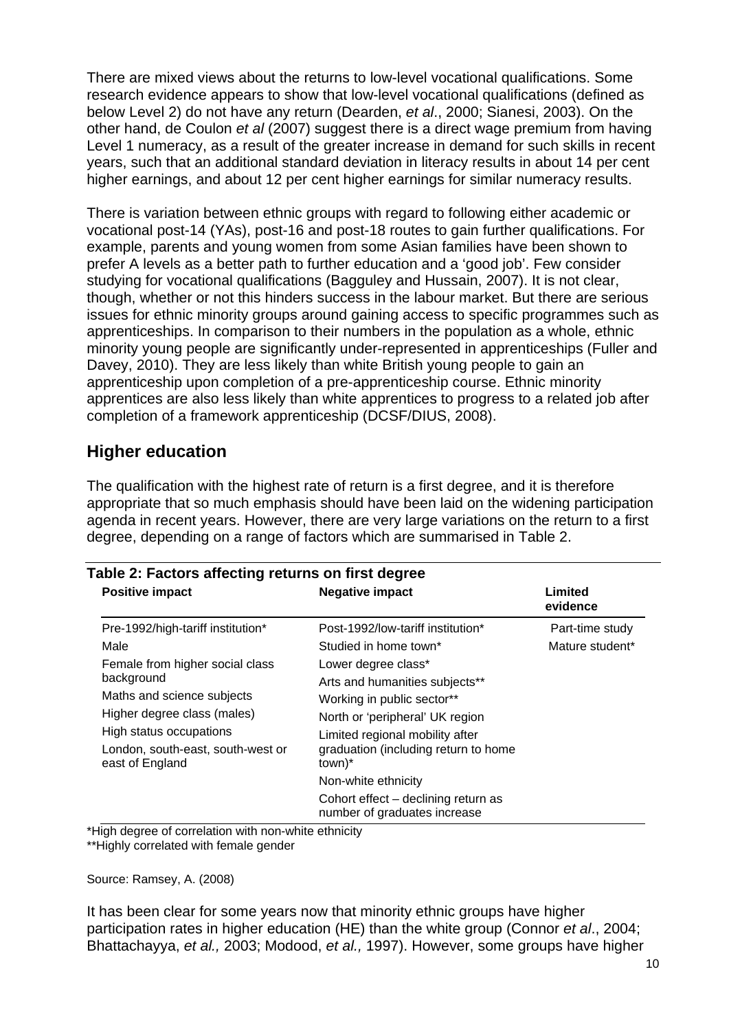There are mixed views about the returns to low-level vocational qualifications. Some research evidence appears to show that low-level vocational qualifications (defined as below Level 2) do not have any return (Dearden, *et al*., 2000; Sianesi, 2003). On the other hand, de Coulon *et al* (2007) suggest there is a direct wage premium from having Level 1 numeracy, as a result of the greater increase in demand for such skills in recent years, such that an additional standard deviation in literacy results in about 14 per cent higher earnings, and about 12 per cent higher earnings for similar numeracy results.

There is variation between ethnic groups with regard to following either academic or vocational post-14 (YAs), post-16 and post-18 routes to gain further qualifications. For example, parents and young women from some Asian families have been shown to prefer A levels as a better path to further education and a 'good job'. Few consider studying for vocational qualifications (Bagguley and Hussain, 2007). It is not clear, though, whether or not this hinders success in the labour market. But there are serious issues for ethnic minority groups around gaining access to specific programmes such as apprenticeships. In comparison to their numbers in the population as a whole, ethnic minority young people are significantly under-represented in apprenticeships (Fuller and Davey, 2010). They are less likely than white British young people to gain an apprenticeship upon completion of a pre-apprenticeship course. Ethnic minority apprentices are also less likely than white apprentices to progress to a related job after completion of a framework apprenticeship (DCSF/DIUS, 2008).

## Higher education

The qualification with the highest rate of return is a first degree, and it is therefore appropriate that so much emphasis should have been laid on the widening participation agenda in recent years. However, there are very large variations on the return to a first degree, depending on a range of factors which are summarised in Table 2.

**Table 2: Factors affecting returns on first degree**

| Positive impact | Negative impact | Limited evidence |
|---|---|---|
| Pre-1992/high-tariff institution* | Post-1992/low-tariff institution* | Part-time study |
| Male | Studied in home town* | Mature student* |
| Female from higher social class background | Lower degree class* | |
| Maths and science subjects | Arts and humanities subjects** | |
| Higher degree class (males) | Working in public sector** | |
| High status occupations | North or 'peripheral' UK region | |
| London, south-east, south-west or east of England | Limited regional mobility after graduation (including return to home town)* | |
| | Non-white ethnicity | |
| | Cohort effect – declining return as number of graduates increase | |

*High degree of correlation with non-white ethnicity
**Highly correlated with female gender

Source: Ramsey, A. (2008)

It has been clear for some years now that minority ethnic groups have higher participation rates in higher education (HE) than the white group (Connor *et al*., 2004; Bhattachayya, *et al.,* 2003; Modood, *et al.,* 1997). However, some groups have higher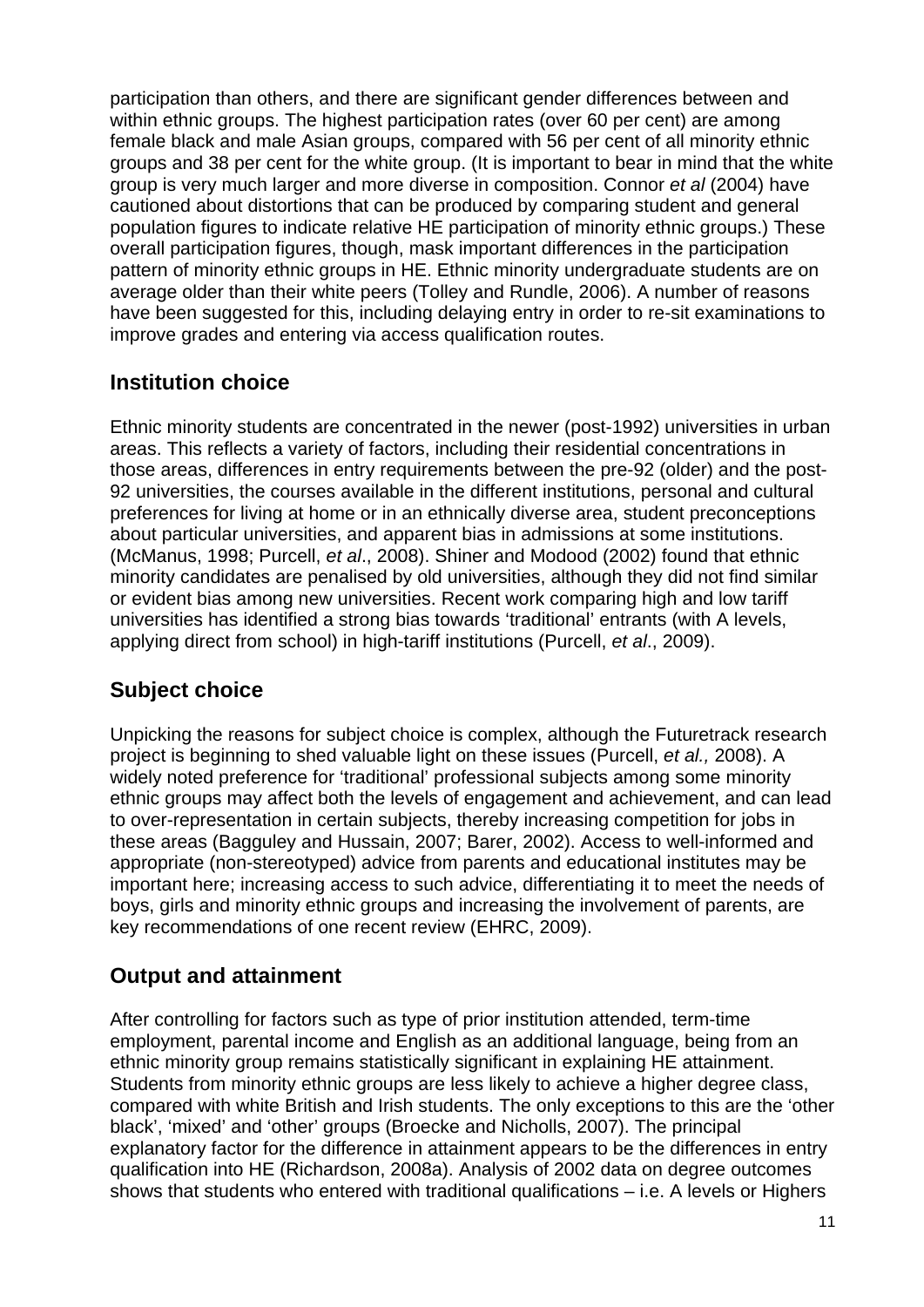participation than others, and there are significant gender differences between and within ethnic groups. The highest participation rates (over 60 per cent) are among female black and male Asian groups, compared with 56 per cent of all minority ethnic groups and 38 per cent for the white group. (It is important to bear in mind that the white group is very much larger and more diverse in composition. Connor *et al* (2004) have cautioned about distortions that can be produced by comparing student and general population figures to indicate relative HE participation of minority ethnic groups.) These overall participation figures, though, mask important differences in the participation pattern of minority ethnic groups in HE. Ethnic minority undergraduate students are on average older than their white peers (Tolley and Rundle, 2006). A number of reasons have been suggested for this, including delaying entry in order to re-sit examinations to improve grades and entering via access qualification routes.

## Institution choice

Ethnic minority students are concentrated in the newer (post-1992) universities in urban areas. This reflects a variety of factors, including their residential concentrations in those areas, differences in entry requirements between the pre-92 (older) and the post-92 universities, the courses available in the different institutions, personal and cultural preferences for living at home or in an ethnically diverse area, student preconceptions about particular universities, and apparent bias in admissions at some institutions. (McManus, 1998; Purcell, *et al*., 2008). Shiner and Modood (2002) found that ethnic minority candidates are penalised by old universities, although they did not find similar or evident bias among new universities. Recent work comparing high and low tariff universities has identified a strong bias towards 'traditional' entrants (with A levels, applying direct from school) in high-tariff institutions (Purcell, *et al*., 2009).

## Subject choice

Unpicking the reasons for subject choice is complex, although the Futuretrack research project is beginning to shed valuable light on these issues (Purcell, *et al.,* 2008). A widely noted preference for 'traditional' professional subjects among some minority ethnic groups may affect both the levels of engagement and achievement, and can lead to over-representation in certain subjects, thereby increasing competition for jobs in these areas (Bagguley and Hussain, 2007; Barer, 2002). Access to well-informed and appropriate (non-stereotyped) advice from parents and educational institutes may be important here; increasing access to such advice, differentiating it to meet the needs of boys, girls and minority ethnic groups and increasing the involvement of parents, are key recommendations of one recent review (EHRC, 2009).

## Output and attainment

After controlling for factors such as type of prior institution attended, term-time employment, parental income and English as an additional language, being from an ethnic minority group remains statistically significant in explaining HE attainment. Students from minority ethnic groups are less likely to achieve a higher degree class, compared with white British and Irish students. The only exceptions to this are the 'other black', 'mixed' and 'other' groups (Broecke and Nicholls, 2007). The principal explanatory factor for the difference in attainment appears to be the differences in entry qualification into HE (Richardson, 2008a). Analysis of 2002 data on degree outcomes shows that students who entered with traditional qualifications – i.e. A levels or Highers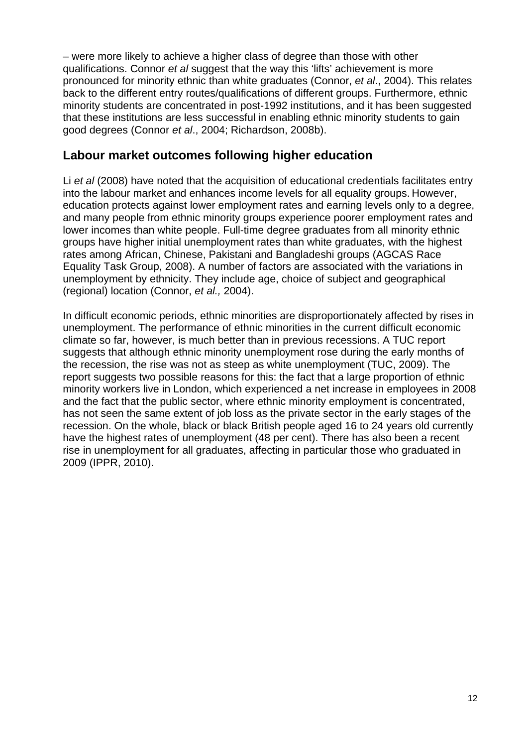– were more likely to achieve a higher class of degree than those with other qualifications. Connor *et al* suggest that the way this 'lifts' achievement is more pronounced for minority ethnic than white graduates (Connor, *et al*., 2004). This relates back to the different entry routes/qualifications of different groups. Furthermore, ethnic minority students are concentrated in post-1992 institutions, and it has been suggested that these institutions are less successful in enabling ethnic minority students to gain good degrees (Connor *et al*., 2004; Richardson, 2008b).

## Labour market outcomes following higher education

Li *et al* (2008) have noted that the acquisition of educational credentials facilitates entry into the labour market and enhances income levels for all equality groups. However, education protects against lower employment rates and earning levels only to a degree, and many people from ethnic minority groups experience poorer employment rates and lower incomes than white people. Full-time degree graduates from all minority ethnic groups have higher initial unemployment rates than white graduates, with the highest rates among African, Chinese, Pakistani and Bangladeshi groups (AGCAS Race Equality Task Group, 2008). A number of factors are associated with the variations in unemployment by ethnicity. They include age, choice of subject and geographical (regional) location (Connor, *et al.,* 2004).

In difficult economic periods, ethnic minorities are disproportionately affected by rises in unemployment. The performance of ethnic minorities in the current difficult economic climate so far, however, is much better than in previous recessions. A TUC report suggests that although ethnic minority unemployment rose during the early months of the recession, the rise was not as steep as white unemployment (TUC, 2009). The report suggests two possible reasons for this: the fact that a large proportion of ethnic minority workers live in London, which experienced a net increase in employees in 2008 and the fact that the public sector, where ethnic minority employment is concentrated, has not seen the same extent of job loss as the private sector in the early stages of the recession. On the whole, black or black British people aged 16 to 24 years old currently have the highest rates of unemployment (48 per cent). There has also been a recent rise in unemployment for all graduates, affecting in particular those who graduated in 2009 (IPPR, 2010).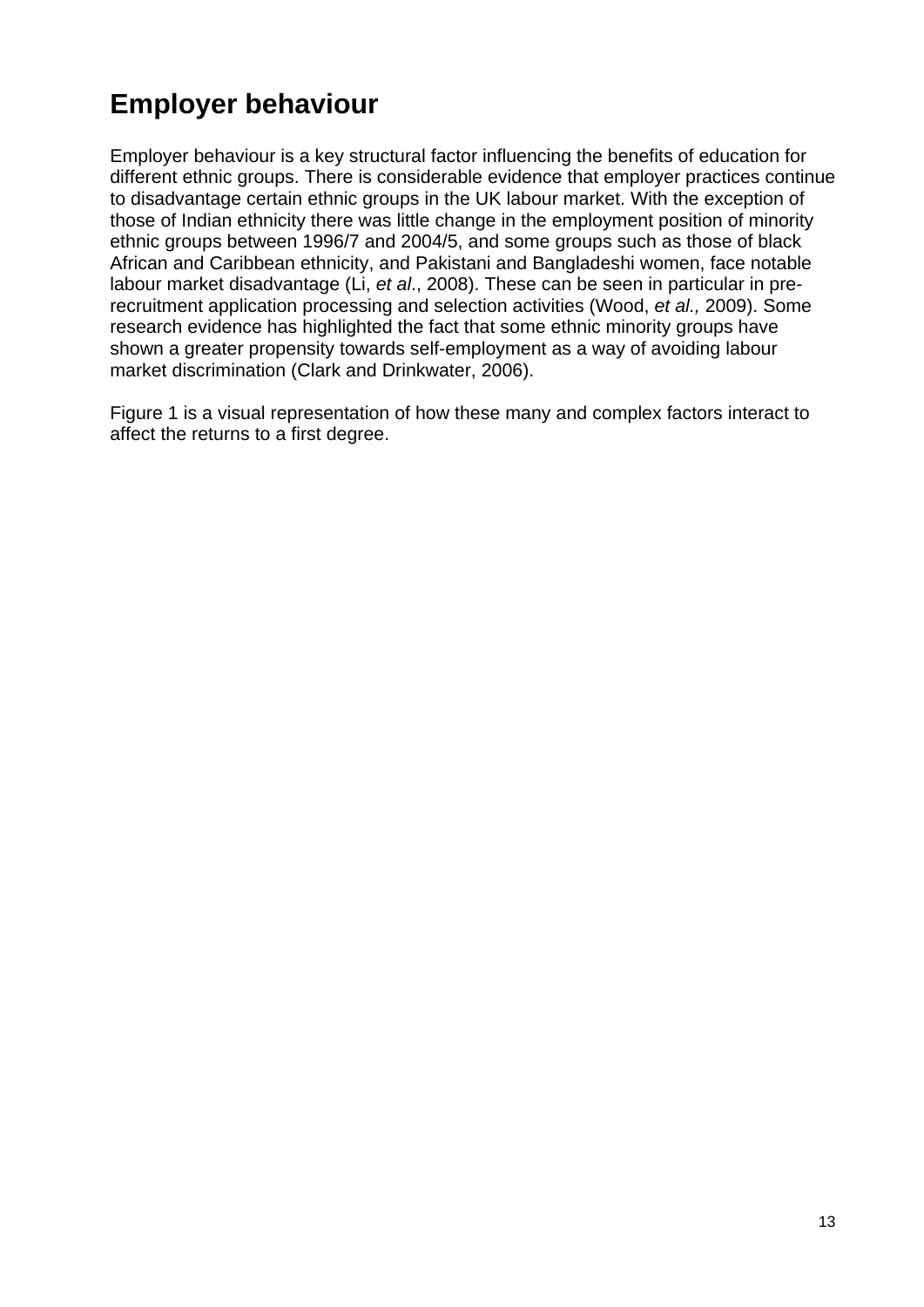## Employer behaviour

Employer behaviour is a key structural factor influencing the benefits of education for different ethnic groups. There is considerable evidence that employer practices continue to disadvantage certain ethnic groups in the UK labour market. With the exception of those of Indian ethnicity there was little change in the employment position of minority ethnic groups between 1996/7 and 2004/5, and some groups such as those of black African and Caribbean ethnicity, and Pakistani and Bangladeshi women, face notable labour market disadvantage (Li, *et al*., 2008). These can be seen in particular in pre-recruitment application processing and selection activities (Wood, *et al.,* 2009). Some research evidence has highlighted the fact that some ethnic minority groups have shown a greater propensity towards self-employment as a way of avoiding labour market discrimination (Clark and Drinkwater, 2006).

Figure 1 is a visual representation of how these many and complex factors interact to affect the returns to a first degree.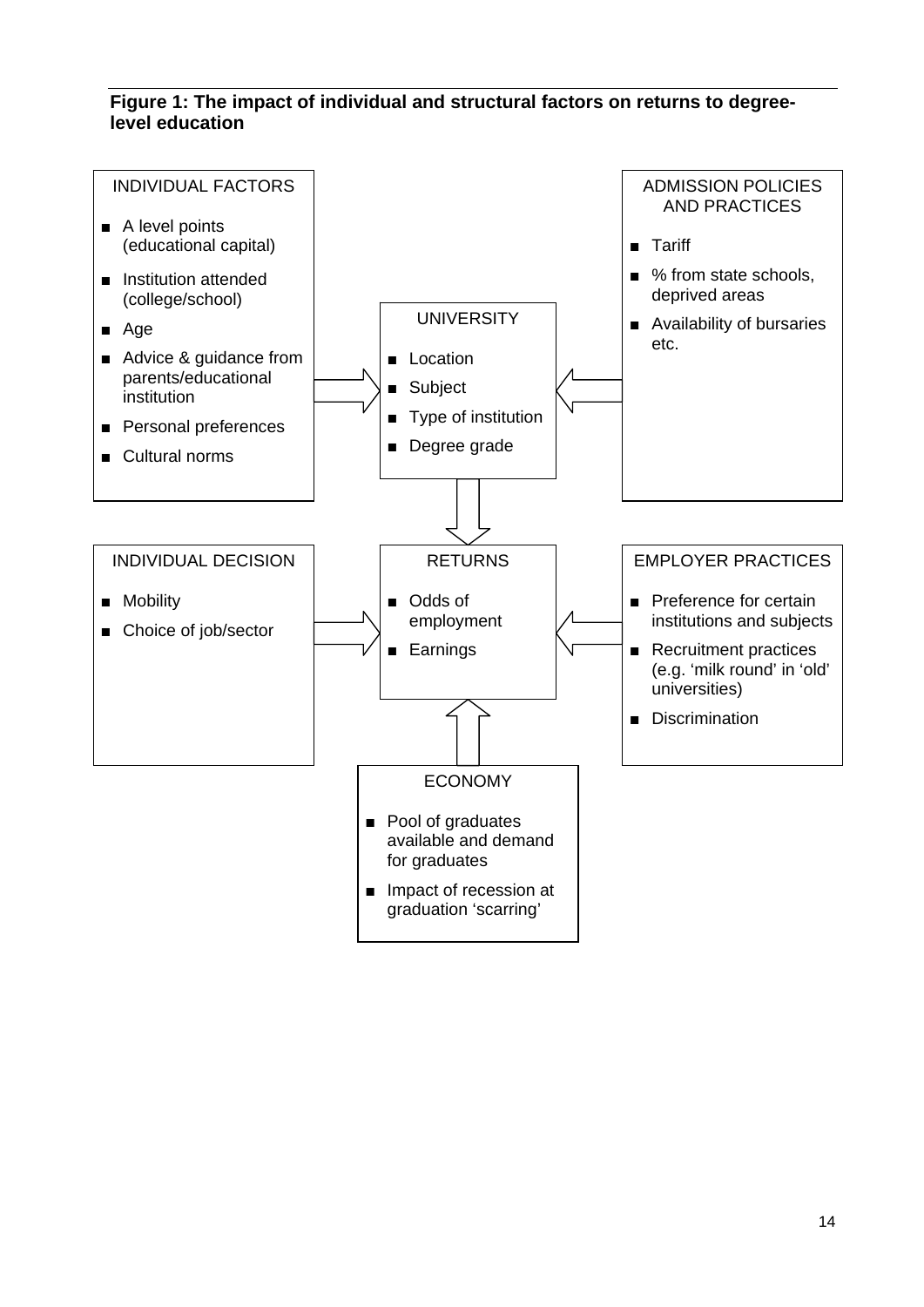**Figure 1: The impact of individual and structural factors on returns to degree-level education**

INDIVIDUAL FACTORS

- A level points (educational capital)
- Institution attended (college/school)
- Age
- Advice & guidance from parents/educational institution
- Personal preferences
- Cultural norms

UNIVERSITY

- Location
- Subject
- Type of institution
- Degree grade

ADMISSION POLICIES AND PRACTICES

- Tariff
- % from state schools, deprived areas
- Availability of bursaries etc.

INDIVIDUAL DECISION

- Mobility
- Choice of job/sector

RETURNS

- Odds of employment
- Earnings

EMPLOYER PRACTICES

- Preference for certain institutions and subjects
- Recruitment practices (e.g. 'milk round' in 'old' universities)
- Discrimination

ECONOMY

- Pool of graduates available and demand for graduates
- Impact of recession at graduation 'scarring'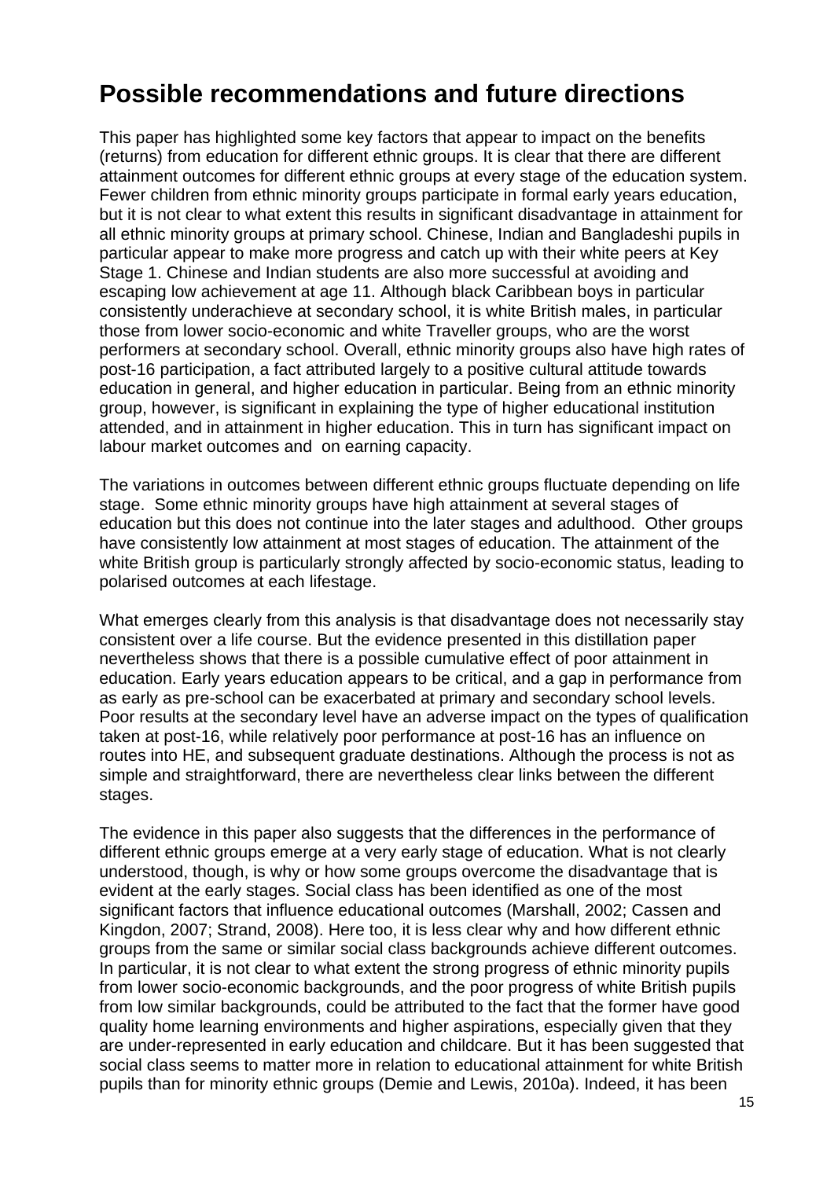## Possible recommendations and future directions

This paper has highlighted some key factors that appear to impact on the benefits (returns) from education for different ethnic groups. It is clear that there are different attainment outcomes for different ethnic groups at every stage of the education system. Fewer children from ethnic minority groups participate in formal early years education, but it is not clear to what extent this results in significant disadvantage in attainment for all ethnic minority groups at primary school. Chinese, Indian and Bangladeshi pupils in particular appear to make more progress and catch up with their white peers at Key Stage 1. Chinese and Indian students are also more successful at avoiding and escaping low achievement at age 11. Although black Caribbean boys in particular consistently underachieve at secondary school, it is white British males, in particular those from lower socio-economic and white Traveller groups, who are the worst performers at secondary school. Overall, ethnic minority groups also have high rates of post-16 participation, a fact attributed largely to a positive cultural attitude towards education in general, and higher education in particular. Being from an ethnic minority group, however, is significant in explaining the type of higher educational institution attended, and in attainment in higher education. This in turn has significant impact on labour market outcomes and on earning capacity.

The variations in outcomes between different ethnic groups fluctuate depending on life stage. Some ethnic minority groups have high attainment at several stages of education but this does not continue into the later stages and adulthood. Other groups have consistently low attainment at most stages of education. The attainment of the white British group is particularly strongly affected by socio-economic status, leading to polarised outcomes at each lifestage.

What emerges clearly from this analysis is that disadvantage does not necessarily stay consistent over a life course. But the evidence presented in this distillation paper nevertheless shows that there is a possible cumulative effect of poor attainment in education. Early years education appears to be critical, and a gap in performance from as early as pre-school can be exacerbated at primary and secondary school levels. Poor results at the secondary level have an adverse impact on the types of qualification taken at post-16, while relatively poor performance at post-16 has an influence on routes into HE, and subsequent graduate destinations. Although the process is not as simple and straightforward, there are nevertheless clear links between the different stages.

The evidence in this paper also suggests that the differences in the performance of different ethnic groups emerge at a very early stage of education. What is not clearly understood, though, is why or how some groups overcome the disadvantage that is evident at the early stages. Social class has been identified as one of the most significant factors that influence educational outcomes (Marshall, 2002; Cassen and Kingdon, 2007; Strand, 2008). Here too, it is less clear why and how different ethnic groups from the same or similar social class backgrounds achieve different outcomes. In particular, it is not clear to what extent the strong progress of ethnic minority pupils from lower socio-economic backgrounds, and the poor progress of white British pupils from low similar backgrounds, could be attributed to the fact that the former have good quality home learning environments and higher aspirations, especially given that they are under-represented in early education and childcare. But it has been suggested that social class seems to matter more in relation to educational attainment for white British pupils than for minority ethnic groups (Demie and Lewis, 2010a). Indeed, it has been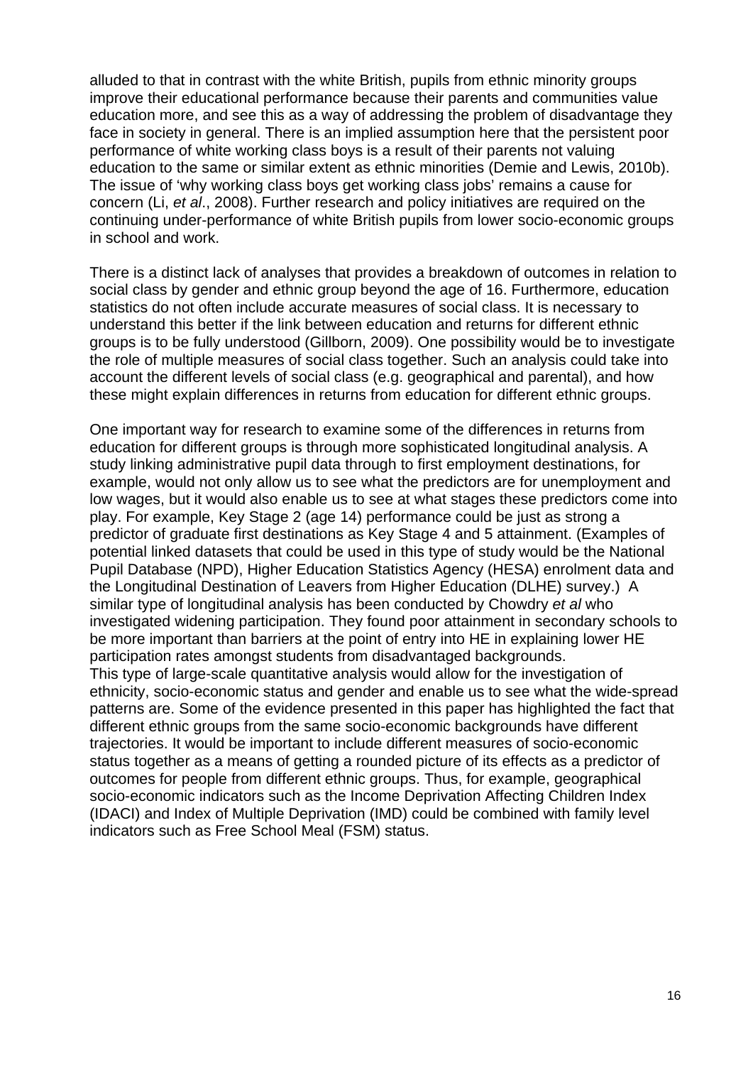alluded to that in contrast with the white British, pupils from ethnic minority groups improve their educational performance because their parents and communities value education more, and see this as a way of addressing the problem of disadvantage they face in society in general. There is an implied assumption here that the persistent poor performance of white working class boys is a result of their parents not valuing education to the same or similar extent as ethnic minorities (Demie and Lewis, 2010b). The issue of 'why working class boys get working class jobs' remains a cause for concern (Li, *et al*., 2008). Further research and policy initiatives are required on the continuing under-performance of white British pupils from lower socio-economic groups in school and work.

There is a distinct lack of analyses that provides a breakdown of outcomes in relation to social class by gender and ethnic group beyond the age of 16. Furthermore, education statistics do not often include accurate measures of social class. It is necessary to understand this better if the link between education and returns for different ethnic groups is to be fully understood (Gillborn, 2009). One possibility would be to investigate the role of multiple measures of social class together. Such an analysis could take into account the different levels of social class (e.g. geographical and parental), and how these might explain differences in returns from education for different ethnic groups.

One important way for research to examine some of the differences in returns from education for different groups is through more sophisticated longitudinal analysis. A study linking administrative pupil data through to first employment destinations, for example, would not only allow us to see what the predictors are for unemployment and low wages, but it would also enable us to see at what stages these predictors come into play. For example, Key Stage 2 (age 14) performance could be just as strong a predictor of graduate first destinations as Key Stage 4 and 5 attainment. (Examples of potential linked datasets that could be used in this type of study would be the National Pupil Database (NPD), Higher Education Statistics Agency (HESA) enrolment data and the Longitudinal Destination of Leavers from Higher Education (DLHE) survey.) A similar type of longitudinal analysis has been conducted by Chowdry *et al* who investigated widening participation. They found poor attainment in secondary schools to be more important than barriers at the point of entry into HE in explaining lower HE participation rates amongst students from disadvantaged backgrounds.
This type of large-scale quantitative analysis would allow for the investigation of ethnicity, socio-economic status and gender and enable us to see what the wide-spread patterns are. Some of the evidence presented in this paper has highlighted the fact that different ethnic groups from the same socio-economic backgrounds have different trajectories. It would be important to include different measures of socio-economic status together as a means of getting a rounded picture of its effects as a predictor of outcomes for people from different ethnic groups. Thus, for example, geographical socio-economic indicators such as the Income Deprivation Affecting Children Index (IDACI) and Index of Multiple Deprivation (IMD) could be combined with family level indicators such as Free School Meal (FSM) status.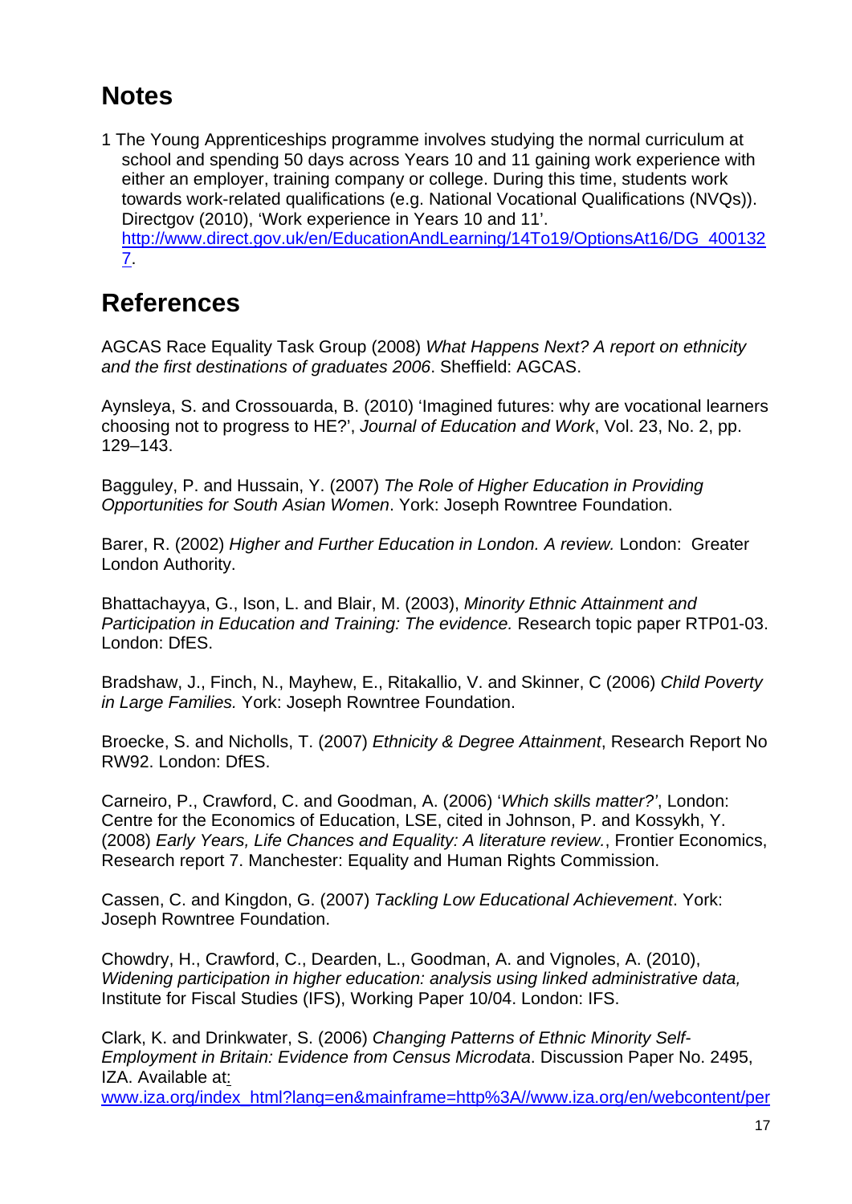# Notes

1 The Young Apprenticeships programme involves studying the normal curriculum at school and spending 50 days across Years 10 and 11 gaining work experience with either an employer, training company or college. During this time, students work towards work-related qualifications (e.g. National Vocational Qualifications (NVQs)). Directgov (2010), 'Work experience in Years 10 and 11'. http://www.direct.gov.uk/en/EducationAndLearning/14To19/OptionsAt16/DG_4001327.

# References

AGCAS Race Equality Task Group (2008) *What Happens Next? A report on ethnicity and the first destinations of graduates 2006*. Sheffield: AGCAS.

Aynsleya, S. and Crossouarda, B. (2010) 'Imagined futures: why are vocational learners choosing not to progress to HE?', *Journal of Education and Work*, Vol. 23, No. 2, pp. 129–143.

Bagguley, P. and Hussain, Y. (2007) *The Role of Higher Education in Providing Opportunities for South Asian Women*. York: Joseph Rowntree Foundation.

Barer, R. (2002) *Higher and Further Education in London. A review.* London: Greater London Authority.

Bhattachayya, G., Ison, L. and Blair, M. (2003), *Minority Ethnic Attainment and Participation in Education and Training: The evidence.* Research topic paper RTP01-03. London: DfES.

Bradshaw, J., Finch, N., Mayhew, E., Ritakallio, V. and Skinner, C (2006) *Child Poverty in Large Families.* York: Joseph Rowntree Foundation.

Broecke, S. and Nicholls, T. (2007) *Ethnicity & Degree Attainment*, Research Report No RW92. London: DfES.

Carneiro, P., Crawford, C. and Goodman, A. (2006) '*Which skills matter?'*, London: Centre for the Economics of Education, LSE, cited in Johnson, P. and Kossykh, Y. (2008) *Early Years, Life Chances and Equality: A literature review.*, Frontier Economics, Research report 7. Manchester: Equality and Human Rights Commission.

Cassen, C. and Kingdon, G. (2007) *Tackling Low Educational Achievement*. York: Joseph Rowntree Foundation.

Chowdry, H., Crawford, C., Dearden, L., Goodman, A. and Vignoles, A. (2010), *Widening participation in higher education: analysis using linked administrative data,* Institute for Fiscal Studies (IFS), Working Paper 10/04. London: IFS.

Clark, K. and Drinkwater, S. (2006) *Changing Patterns of Ethnic Minority Self-Employment in Britain: Evidence from Census Microdata*. Discussion Paper No. 2495, IZA. Available at: www.iza.org/index_html?lang=en&mainframe=http%3A//www.iza.org/en/webcontent/per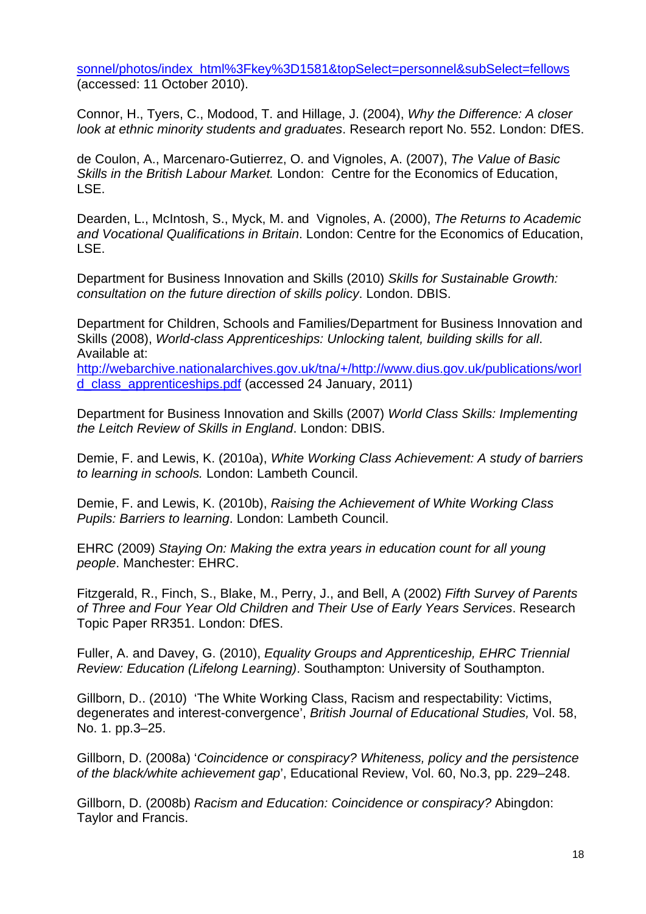sonnel/photos/index_html%3Fkey%3D1581&topSelect=personnel&subSelect=fellows (accessed: 11 October 2010).

Connor, H., Tyers, C., Modood, T. and Hillage, J. (2004), *Why the Difference: A closer look at ethnic minority students and graduates*. Research report No. 552. London: DfES.

de Coulon, A., Marcenaro-Gutierrez, O. and Vignoles, A. (2007), *The Value of Basic Skills in the British Labour Market.* London: Centre for the Economics of Education, LSE.

Dearden, L., McIntosh, S., Myck, M. and Vignoles, A. (2000), *The Returns to Academic and Vocational Qualifications in Britain*. London: Centre for the Economics of Education, LSE.

Department for Business Innovation and Skills (2010) *Skills for Sustainable Growth: consultation on the future direction of skills policy*. London. DBIS.

Department for Children, Schools and Families/Department for Business Innovation and Skills (2008), *World-class Apprenticeships: Unlocking talent, building skills for all*. Available at: http://webarchive.nationalarchives.gov.uk/tna/+/http://www.dius.gov.uk/publications/world_class_apprenticeships.pdf (accessed 24 January, 2011)

Department for Business Innovation and Skills (2007) *World Class Skills: Implementing the Leitch Review of Skills in England*. London: DBIS.

Demie, F. and Lewis, K. (2010a), *White Working Class Achievement: A study of barriers to learning in schools.* London: Lambeth Council.

Demie, F. and Lewis, K. (2010b), *Raising the Achievement of White Working Class Pupils: Barriers to learning*. London: Lambeth Council.

EHRC (2009) *Staying On: Making the extra years in education count for all young people*. Manchester: EHRC.

Fitzgerald, R., Finch, S., Blake, M., Perry, J., and Bell, A (2002) *Fifth Survey of Parents of Three and Four Year Old Children and Their Use of Early Years Services*. Research Topic Paper RR351. London: DfES.

Fuller, A. and Davey, G. (2010), *Equality Groups and Apprenticeship, EHRC Triennial Review: Education (Lifelong Learning)*. Southampton: University of Southampton.

Gillborn, D.. (2010) 'The White Working Class, Racism and respectability: Victims, degenerates and interest-convergence', *British Journal of Educational Studies,* Vol. 58, No. 1. pp.3–25.

Gillborn, D. (2008a) '*Coincidence or conspiracy? Whiteness, policy and the persistence of the black/white achievement gap*', Educational Review, Vol. 60, No.3, pp. 229–248.

Gillborn, D. (2008b) *Racism and Education: Coincidence or conspiracy?* Abingdon: Taylor and Francis.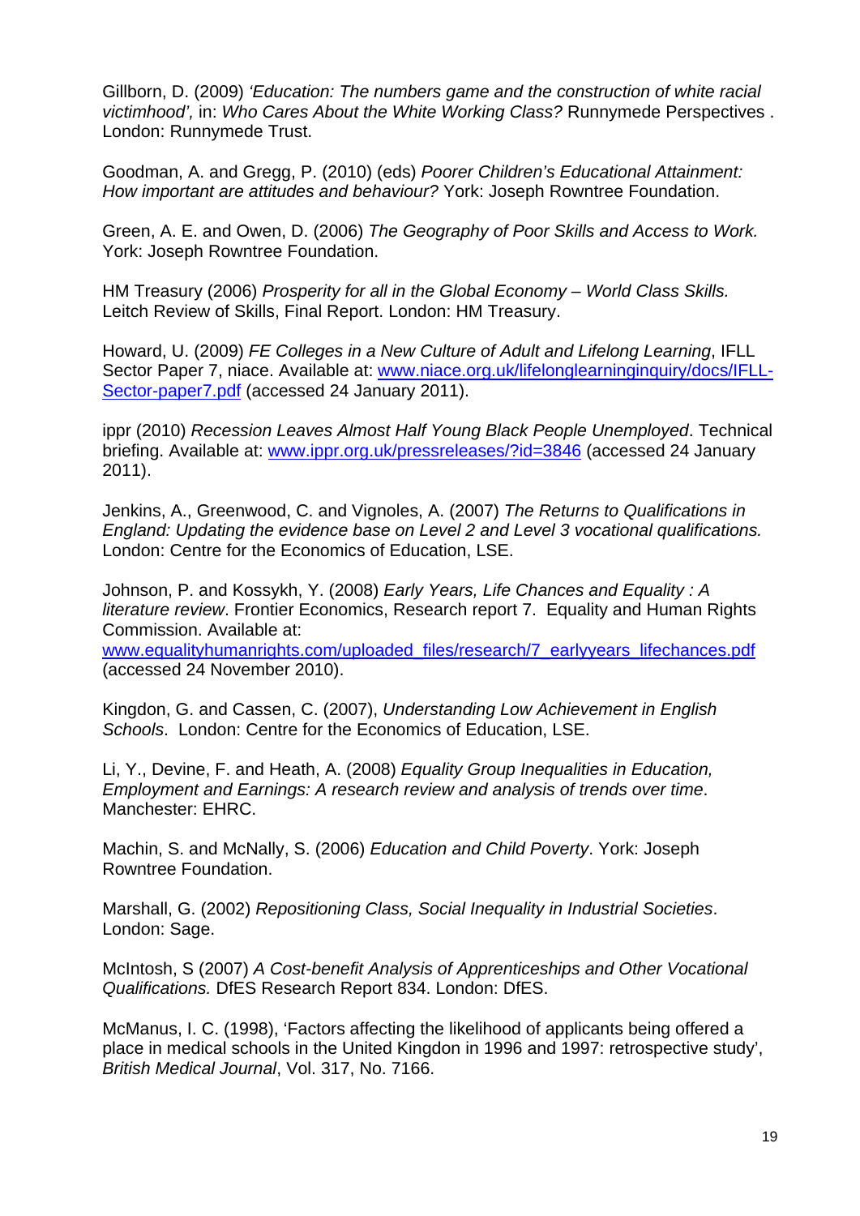Gillborn, D. (2009) *'Education: The numbers game and the construction of white racial victimhood',* in: *Who Cares About the White Working Class?* Runnymede Perspectives . London: Runnymede Trust.

Goodman, A. and Gregg, P. (2010) (eds) *Poorer Children's Educational Attainment: How important are attitudes and behaviour?* York: Joseph Rowntree Foundation.

Green, A. E. and Owen, D. (2006) *The Geography of Poor Skills and Access to Work.* York: Joseph Rowntree Foundation.

HM Treasury (2006) *Prosperity for all in the Global Economy – World Class Skills.* Leitch Review of Skills, Final Report. London: HM Treasury.

Howard, U. (2009) *FE Colleges in a New Culture of Adult and Lifelong Learning*, IFLL Sector Paper 7, niace. Available at: www.niace.org.uk/lifelonglearninginquiry/docs/IFLL-Sector-paper7.pdf (accessed 24 January 2011).

ippr (2010) *Recession Leaves Almost Half Young Black People Unemployed*. Technical briefing. Available at: www.ippr.org.uk/pressreleases/?id=3846 (accessed 24 January 2011).

Jenkins, A., Greenwood, C. and Vignoles, A. (2007) *The Returns to Qualifications in England: Updating the evidence base on Level 2 and Level 3 vocational qualifications.* London: Centre for the Economics of Education, LSE.

Johnson, P. and Kossykh, Y. (2008) *Early Years, Life Chances and Equality : A literature review*. Frontier Economics, Research report 7. Equality and Human Rights Commission. Available at: www.equalityhumanrights.com/uploaded_files/research/7_earlyyears_lifechances.pdf (accessed 24 November 2010).

Kingdon, G. and Cassen, C. (2007), *Understanding Low Achievement in English Schools*. London: Centre for the Economics of Education, LSE.

Li, Y., Devine, F. and Heath, A. (2008) *Equality Group Inequalities in Education, Employment and Earnings: A research review and analysis of trends over time*. Manchester: EHRC.

Machin, S. and McNally, S. (2006) *Education and Child Poverty*. York: Joseph Rowntree Foundation.

Marshall, G. (2002) *Repositioning Class, Social Inequality in Industrial Societies*. London: Sage.

McIntosh, S (2007) *A Cost-benefit Analysis of Apprenticeships and Other Vocational Qualifications.* DfES Research Report 834. London: DfES.

McManus, I. C. (1998), 'Factors affecting the likelihood of applicants being offered a place in medical schools in the United Kingdon in 1996 and 1997: retrospective study', *British Medical Journal*, Vol. 317, No. 7166.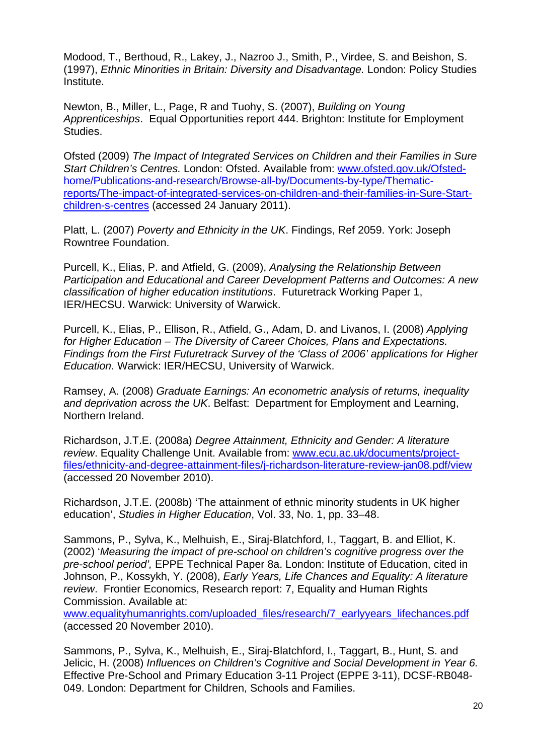Modood, T., Berthoud, R., Lakey, J., Nazroo J., Smith, P., Virdee, S. and Beishon, S. (1997), *Ethnic Minorities in Britain: Diversity and Disadvantage.* London: Policy Studies Institute.

Newton, B., Miller, L., Page, R and Tuohy, S. (2007), *Building on Young Apprenticeships*. Equal Opportunities report 444. Brighton: Institute for Employment Studies.

Ofsted (2009) *The Impact of Integrated Services on Children and their Families in Sure Start Children's Centres.* London: Ofsted. Available from: www.ofsted.gov.uk/Ofsted-home/Publications-and-research/Browse-all-by/Documents-by-type/Thematic-reports/The-impact-of-integrated-services-on-children-and-their-families-in-Sure-Start-children-s-centres (accessed 24 January 2011).

Platt, L. (2007) *Poverty and Ethnicity in the UK*. Findings, Ref 2059. York: Joseph Rowntree Foundation.

Purcell, K., Elias, P. and Atfield, G. (2009), *Analysing the Relationship Between Participation and Educational and Career Development Patterns and Outcomes: A new classification of higher education institutions*. Futuretrack Working Paper 1, IER/HECSU. Warwick: University of Warwick.

Purcell, K., Elias, P., Ellison, R., Atfield, G., Adam, D. and Livanos, I. (2008) *Applying for Higher Education – The Diversity of Career Choices, Plans and Expectations. Findings from the First Futuretrack Survey of the 'Class of 2006' applications for Higher Education.* Warwick: IER/HECSU, University of Warwick.

Ramsey, A. (2008) *Graduate Earnings: An econometric analysis of returns, inequality and deprivation across the UK*. Belfast: Department for Employment and Learning, Northern Ireland.

Richardson, J.T.E. (2008a) *Degree Attainment, Ethnicity and Gender: A literature review*. Equality Challenge Unit. Available from: www.ecu.ac.uk/documents/project-files/ethnicity-and-degree-attainment-files/j-richardson-literature-review-jan08.pdf/view (accessed 20 November 2010).

Richardson, J.T.E. (2008b) 'The attainment of ethnic minority students in UK higher education', *Studies in Higher Education*, Vol. 33, No. 1, pp. 33–48.

Sammons, P., Sylva, K., Melhuish, E., Siraj-Blatchford, I., Taggart, B. and Elliot, K. (2002) '*Measuring the impact of pre-school on children's cognitive progress over the pre-school period',* EPPE Technical Paper 8a. London: Institute of Education, cited in Johnson, P., Kossykh, Y. (2008), *Early Years, Life Chances and Equality: A literature review*. Frontier Economics, Research report: 7, Equality and Human Rights Commission. Available at: www.equalityhumanrights.com/uploaded_files/research/7_earlyyears_lifechances.pdf (accessed 20 November 2010).

Sammons, P., Sylva, K., Melhuish, E., Siraj-Blatchford, I., Taggart, B., Hunt, S. and Jelicic, H. (2008) *Influences on Children's Cognitive and Social Development in Year 6.* Effective Pre-School and Primary Education 3-11 Project (EPPE 3-11), DCSF-RB048-049. London: Department for Children, Schools and Families.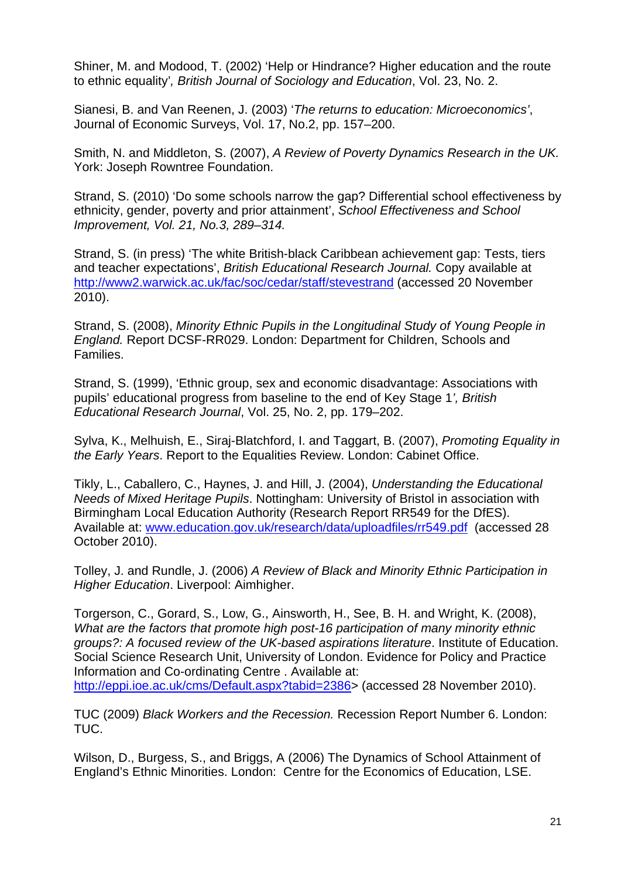Shiner, M. and Modood, T. (2002) 'Help or Hindrance? Higher education and the route to ethnic equality'*, British Journal of Sociology and Education*, Vol. 23, No. 2.

Sianesi, B. and Van Reenen, J. (2003) '*The returns to education: Microeconomics'*, Journal of Economic Surveys, Vol. 17, No.2, pp. 157–200.

Smith, N. and Middleton, S. (2007), *A Review of Poverty Dynamics Research in the UK.* York: Joseph Rowntree Foundation.

Strand, S. (2010) 'Do some schools narrow the gap? Differential school effectiveness by ethnicity, gender, poverty and prior attainment', *School Effectiveness and School Improvement, Vol. 21, No.3, 289–314.*

Strand, S. (in press) 'The white British-black Caribbean achievement gap: Tests, tiers and teacher expectations', *British Educational Research Journal.* Copy available at http://www2.warwick.ac.uk/fac/soc/cedar/staff/stevestrand (accessed 20 November 2010).

Strand, S. (2008), *Minority Ethnic Pupils in the Longitudinal Study of Young People in England.* Report DCSF-RR029. London: Department for Children, Schools and Families.

Strand, S. (1999), 'Ethnic group, sex and economic disadvantage: Associations with pupils' educational progress from baseline to the end of Key Stage 1*', British Educational Research Journal*, Vol. 25, No. 2, pp. 179–202.

Sylva, K., Melhuish, E., Siraj-Blatchford, I. and Taggart, B. (2007), *Promoting Equality in the Early Years*. Report to the Equalities Review. London: Cabinet Office.

Tikly, L., Caballero, C., Haynes, J. and Hill, J. (2004), *Understanding the Educational Needs of Mixed Heritage Pupils*. Nottingham: University of Bristol in association with Birmingham Local Education Authority (Research Report RR549 for the DfES). Available at: www.education.gov.uk/research/data/uploadfiles/rr549.pdf (accessed 28 October 2010).

Tolley, J. and Rundle, J. (2006) *A Review of Black and Minority Ethnic Participation in Higher Education*. Liverpool: Aimhigher.

Torgerson, C., Gorard, S., Low, G., Ainsworth, H., See, B. H. and Wright, K. (2008), *What are the factors that promote high post-16 participation of many minority ethnic groups?: A focused review of the UK-based aspirations literature*. Institute of Education. Social Science Research Unit, University of London. Evidence for Policy and Practice Information and Co-ordinating Centre . Available at: http://eppi.ioe.ac.uk/cms/Default.aspx?tabid=2386> (accessed 28 November 2010).

TUC (2009) *Black Workers and the Recession.* Recession Report Number 6. London: TUC.

Wilson, D., Burgess, S., and Briggs, A (2006) The Dynamics of School Attainment of England's Ethnic Minorities. London: Centre for the Economics of Education, LSE.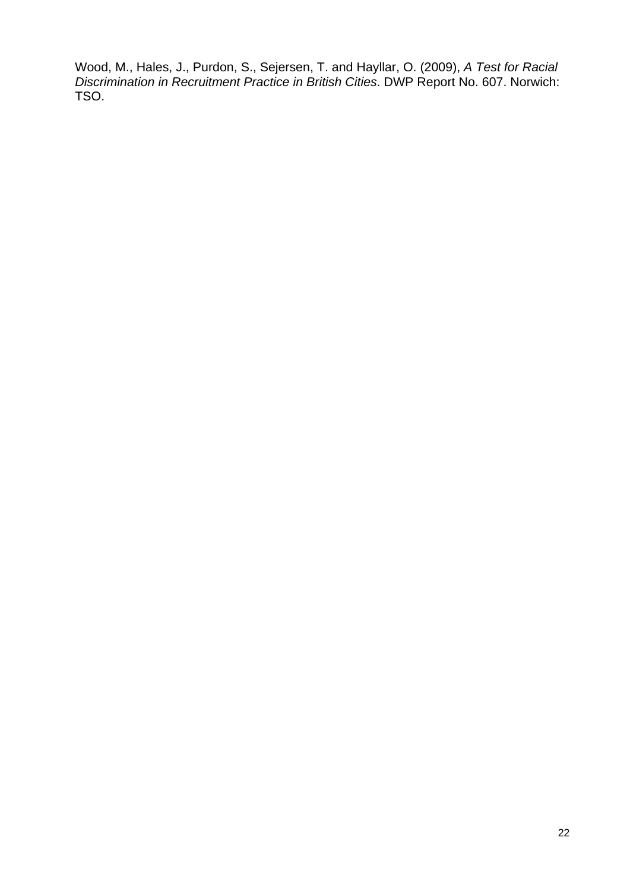Wood, M., Hales, J., Purdon, S., Sejersen, T. and Hayllar, O. (2009), *A Test for Racial Discrimination in Recruitment Practice in British Cities*. DWP Report No. 607. Norwich: TSO.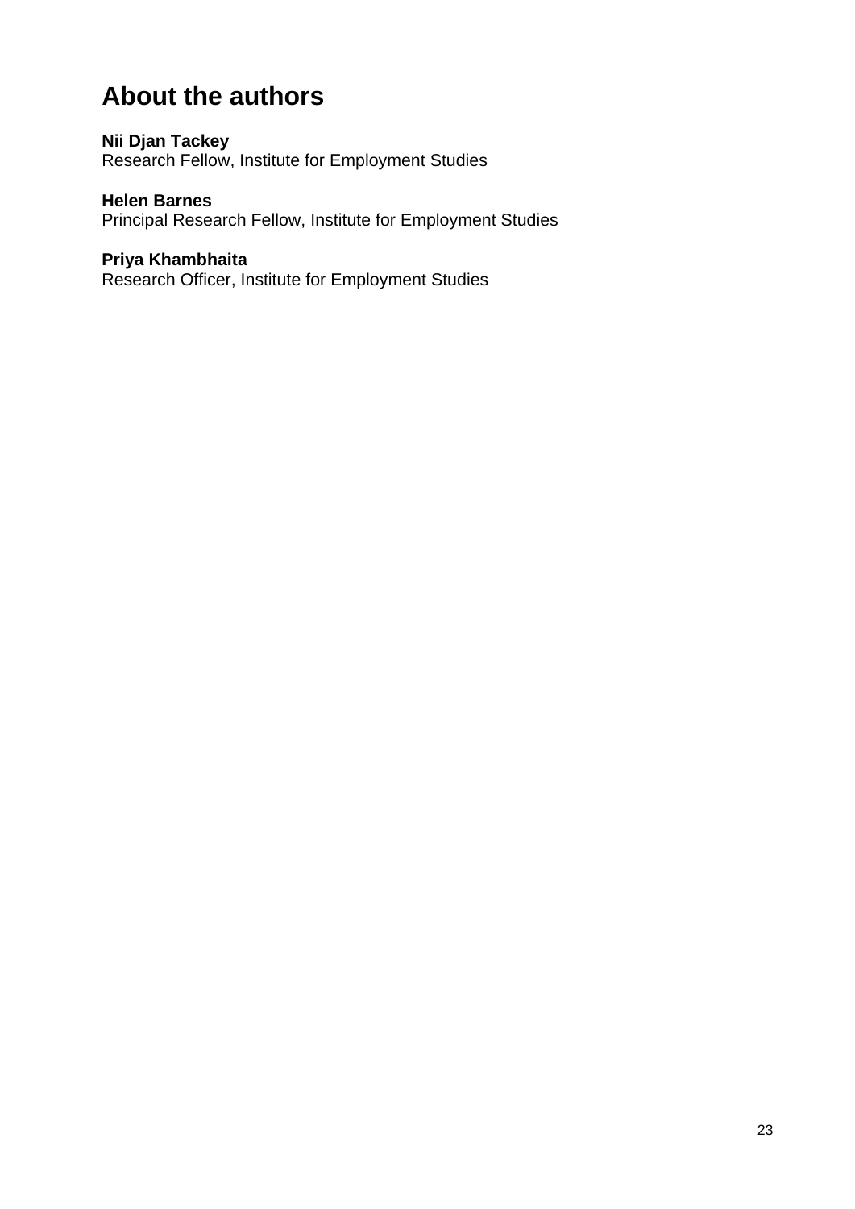# About the authors

**Nii Djan Tackey**
Research Fellow, Institute for Employment Studies

**Helen Barnes**
Principal Research Fellow, Institute for Employment Studies

**Priya Khambhaita**
Research Officer, Institute for Employment Studies